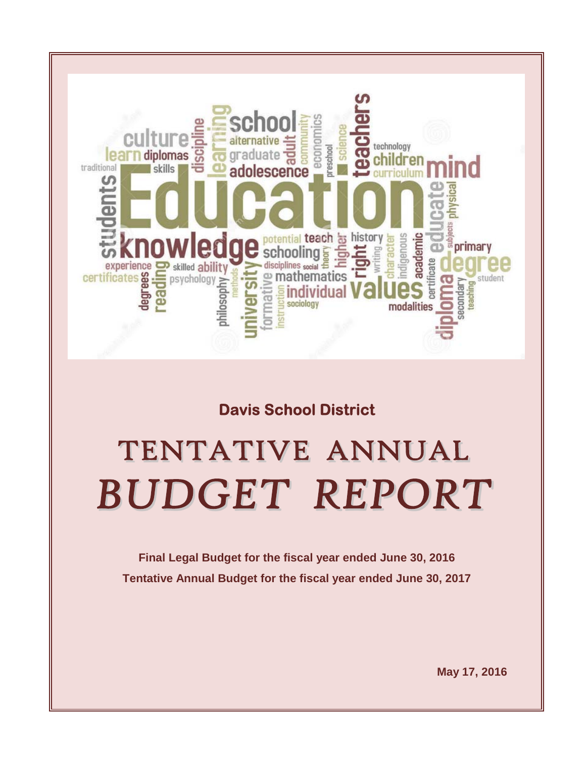**Davis School District**

# TENTATIVE ANNUAL *BUDGET REPORT*

**Final Legal Budget for the fiscal year ended June 30, 2016**

**Tentative Annual Budget for the fiscal year ended June 30, 2017**

**May 17, 2016**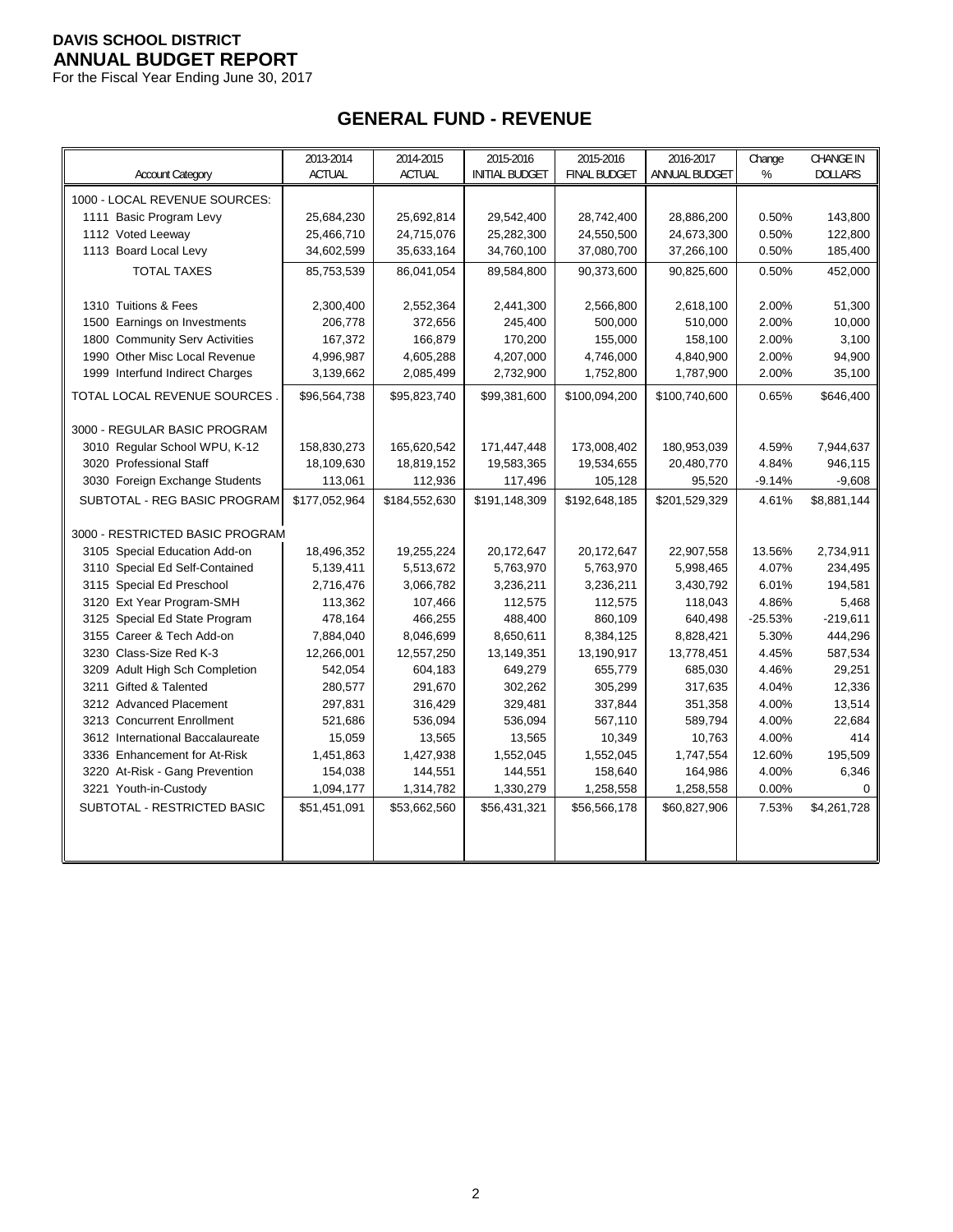**DAVIS SCHOOL DISTRICT**
**ANNUAL BUDGET REPORT**
For the Fiscal Year Ending June 30, 2017

## GENERAL FUND - REVENUE

| Account Category | 2013-2014 ACTUAL | 2014-2015 ACTUAL | 2015-2016 INITIAL BUDGET | 2015-2016 FINAL BUDGET | 2016-2017 ANNUAL BUDGET | Change % | CHANGE IN DOLLARS |
|---|---|---|---|---|---|---|---|
| 1000 - LOCAL REVENUE SOURCES: | | | | | | | |
| 1111 Basic Program Levy | 25,684,230 | 25,692,814 | 29,542,400 | 28,742,400 | 28,886,200 | 0.50% | 143,800 |
| 1112 Voted Leeway | 25,466,710 | 24,715,076 | 25,282,300 | 24,550,500 | 24,673,300 | 0.50% | 122,800 |
| 1113 Board Local Levy | 34,602,599 | 35,633,164 | 34,760,100 | 37,080,700 | 37,266,100 | 0.50% | 185,400 |
| TOTAL TAXES | 85,753,539 | 86,041,054 | 89,584,800 | 90,373,600 | 90,825,600 | 0.50% | 452,000 |
| 1310 Tuitions & Fees | 2,300,400 | 2,552,364 | 2,441,300 | 2,566,800 | 2,618,100 | 2.00% | 51,300 |
| 1500 Earnings on Investments | 206,778 | 372,656 | 245,400 | 500,000 | 510,000 | 2.00% | 10,000 |
| 1800 Community Serv Activities | 167,372 | 166,879 | 170,200 | 155,000 | 158,100 | 2.00% | 3,100 |
| 1990 Other Misc Local Revenue | 4,996,987 | 4,605,288 | 4,207,000 | 4,746,000 | 4,840,900 | 2.00% | 94,900 |
| 1999 Interfund Indirect Charges | 3,139,662 | 2,085,499 | 2,732,900 | 1,752,800 | 1,787,900 | 2.00% | 35,100 |
| TOTAL LOCAL REVENUE SOURCES . | $96,564,738 | $95,823,740 | $99,381,600 | $100,094,200 | $100,740,600 | 0.65% | $646,400 |
| 3000 - REGULAR BASIC PROGRAM | | | | | | | |
| 3010 Regular School WPU, K-12 | 158,830,273 | 165,620,542 | 171,447,448 | 173,008,402 | 180,953,039 | 4.59% | 7,944,637 |
| 3020 Professional Staff | 18,109,630 | 18,819,152 | 19,583,365 | 19,534,655 | 20,480,770 | 4.84% | 946,115 |
| 3030 Foreign Exchange Students | 113,061 | 112,936 | 117,496 | 105,128 | 95,520 | -9.14% | -9,608 |
| SUBTOTAL - REG BASIC PROGRAM | $177,052,964 | $184,552,630 | $191,148,309 | $192,648,185 | $201,529,329 | 4.61% | $8,881,144 |
| 3000 - RESTRICTED BASIC PROGRAM | | | | | | | |
| 3105 Special Education Add-on | 18,496,352 | 19,255,224 | 20,172,647 | 20,172,647 | 22,907,558 | 13.56% | 2,734,911 |
| 3110 Special Ed Self-Contained | 5,139,411 | 5,513,672 | 5,763,970 | 5,763,970 | 5,998,465 | 4.07% | 234,495 |
| 3115 Special Ed Preschool | 2,716,476 | 3,066,782 | 3,236,211 | 3,236,211 | 3,430,792 | 6.01% | 194,581 |
| 3120 Ext Year Program-SMH | 113,362 | 107,466 | 112,575 | 112,575 | 118,043 | 4.86% | 5,468 |
| 3125 Special Ed State Program | 478,164 | 466,255 | 488,400 | 860,109 | 640,498 | -25.53% | -219,611 |
| 3155 Career & Tech Add-on | 7,884,040 | 8,046,699 | 8,650,611 | 8,384,125 | 8,828,421 | 5.30% | 444,296 |
| 3230 Class-Size Red K-3 | 12,266,001 | 12,557,250 | 13,149,351 | 13,190,917 | 13,778,451 | 4.45% | 587,534 |
| 3209 Adult High Sch Completion | 542,054 | 604,183 | 649,279 | 655,779 | 685,030 | 4.46% | 29,251 |
| 3211 Gifted & Talented | 280,577 | 291,670 | 302,262 | 305,299 | 317,635 | 4.04% | 12,336 |
| 3212 Advanced Placement | 297,831 | 316,429 | 329,481 | 337,844 | 351,358 | 4.00% | 13,514 |
| 3213 Concurrent Enrollment | 521,686 | 536,094 | 536,094 | 567,110 | 589,794 | 4.00% | 22,684 |
| 3612 International Baccalaureate | 15,059 | 13,565 | 13,565 | 10,349 | 10,763 | 4.00% | 414 |
| 3336 Enhancement for At-Risk | 1,451,863 | 1,427,938 | 1,552,045 | 1,552,045 | 1,747,554 | 12.60% | 195,509 |
| 3220 At-Risk - Gang Prevention | 154,038 | 144,551 | 144,551 | 158,640 | 164,986 | 4.00% | 6,346 |
| 3221 Youth-in-Custody | 1,094,177 | 1,314,782 | 1,330,279 | 1,258,558 | 1,258,558 | 0.00% | 0 |
| SUBTOTAL - RESTRICTED BASIC | $51,451,091 | $53,662,560 | $56,431,321 | $56,566,178 | $60,827,906 | 7.53% | $4,261,728 |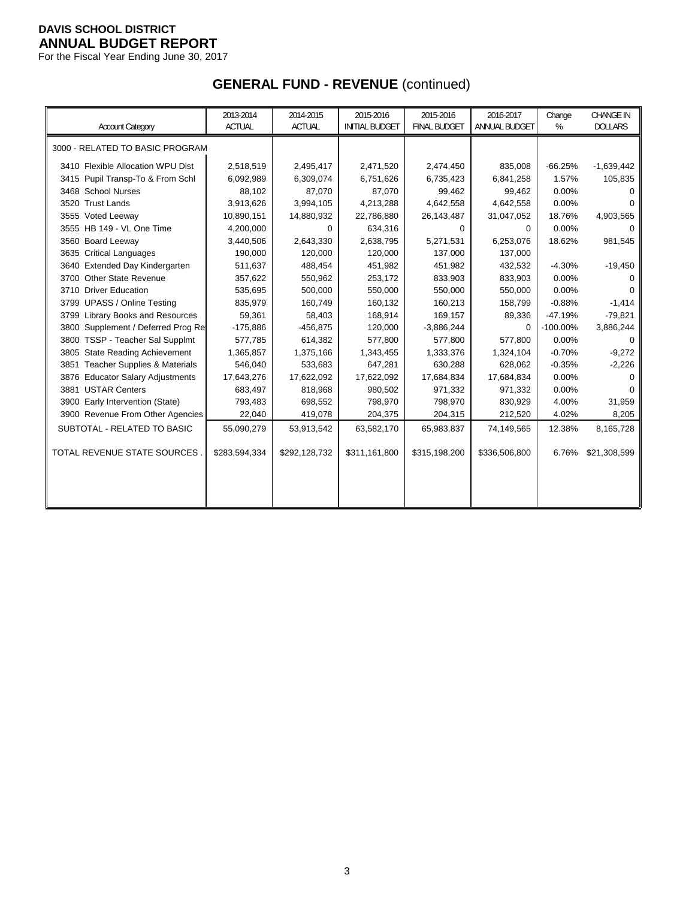**DAVIS SCHOOL DISTRICT**
**ANNUAL BUDGET REPORT**
For the Fiscal Year Ending June 30, 2017

## GENERAL FUND - REVENUE (continued)

| Account Category | 2013-2014 ACTUAL | 2014-2015 ACTUAL | 2015-2016 INITIAL BUDGET | 2015-2016 FINAL BUDGET | 2016-2017 ANNUAL BUDGET | Change % | CHANGE IN DOLLARS |
|---|---|---|---|---|---|---|---|
| 3000 - RELATED TO BASIC PROGRAM | | | | | | | |
| 3410 Flexible Allocation WPU Dist | 2,518,519 | 2,495,417 | 2,471,520 | 2,474,450 | 835,008 | -66.25% | -1,639,442 |
| 3415 Pupil Transp-To & From Schl | 6,092,989 | 6,309,074 | 6,751,626 | 6,735,423 | 6,841,258 | 1.57% | 105,835 |
| 3468 School Nurses | 88,102 | 87,070 | 87,070 | 99,462 | 99,462 | 0.00% | 0 |
| 3520 Trust Lands | 3,913,626 | 3,994,105 | 4,213,288 | 4,642,558 | 4,642,558 | 0.00% | 0 |
| 3555 Voted Leeway | 10,890,151 | 14,880,932 | 22,786,880 | 26,143,487 | 31,047,052 | 18.76% | 4,903,565 |
| 3555 HB 149 - VL One Time | 4,200,000 | 0 | 634,316 | 0 | 0 | 0.00% | 0 |
| 3560 Board Leeway | 3,440,506 | 2,643,330 | 2,638,795 | 5,271,531 | 6,253,076 | 18.62% | 981,545 |
| 3635 Critical Languages | 190,000 | 120,000 | 120,000 | 137,000 | 137,000 | | |
| 3640 Extended Day Kindergarten | 511,637 | 488,454 | 451,982 | 451,982 | 432,532 | -4.30% | -19,450 |
| 3700 Other State Revenue | 357,622 | 550,962 | 253,172 | 833,903 | 833,903 | 0.00% | 0 |
| 3710 Driver Education | 535,695 | 500,000 | 550,000 | 550,000 | 550,000 | 0.00% | 0 |
| 3799 UPASS / Online Testing | 835,979 | 160,749 | 160,132 | 160,213 | 158,799 | -0.88% | -1,414 |
| 3799 Library Books and Resources | 59,361 | 58,403 | 168,914 | 169,157 | 89,336 | -47.19% | -79,821 |
| 3800 Supplement / Deferred Prog Re | -175,886 | -456,875 | 120,000 | -3,886,244 | 0 | -100.00% | 3,886,244 |
| 3800 TSSP - Teacher Sal Supplmt | 577,785 | 614,382 | 577,800 | 577,800 | 577,800 | 0.00% | 0 |
| 3805 State Reading Achievement | 1,365,857 | 1,375,166 | 1,343,455 | 1,333,376 | 1,324,104 | -0.70% | -9,272 |
| 3851 Teacher Supplies & Materials | 546,040 | 533,683 | 647,281 | 630,288 | 628,062 | -0.35% | -2,226 |
| 3876 Educator Salary Adjustments | 17,643,276 | 17,622,092 | 17,622,092 | 17,684,834 | 17,684,834 | 0.00% | 0 |
| 3881 USTAR Centers | 683,497 | 818,968 | 980,502 | 971,332 | 971,332 | 0.00% | 0 |
| 3900 Early Intervention (State) | 793,483 | 698,552 | 798,970 | 798,970 | 830,929 | 4.00% | 31,959 |
| 3900 Revenue From Other Agencies | 22,040 | 419,078 | 204,375 | 204,315 | 212,520 | 4.02% | 8,205 |
| SUBTOTAL - RELATED TO BASIC | 55,090,279 | 53,913,542 | 63,582,170 | 65,983,837 | 74,149,565 | 12.38% | 8,165,728 |
| TOTAL REVENUE STATE SOURCES . | $283,594,334 | $292,128,732 | $311,161,800 | $315,198,200 | $336,506,800 | 6.76% | $21,308,599 |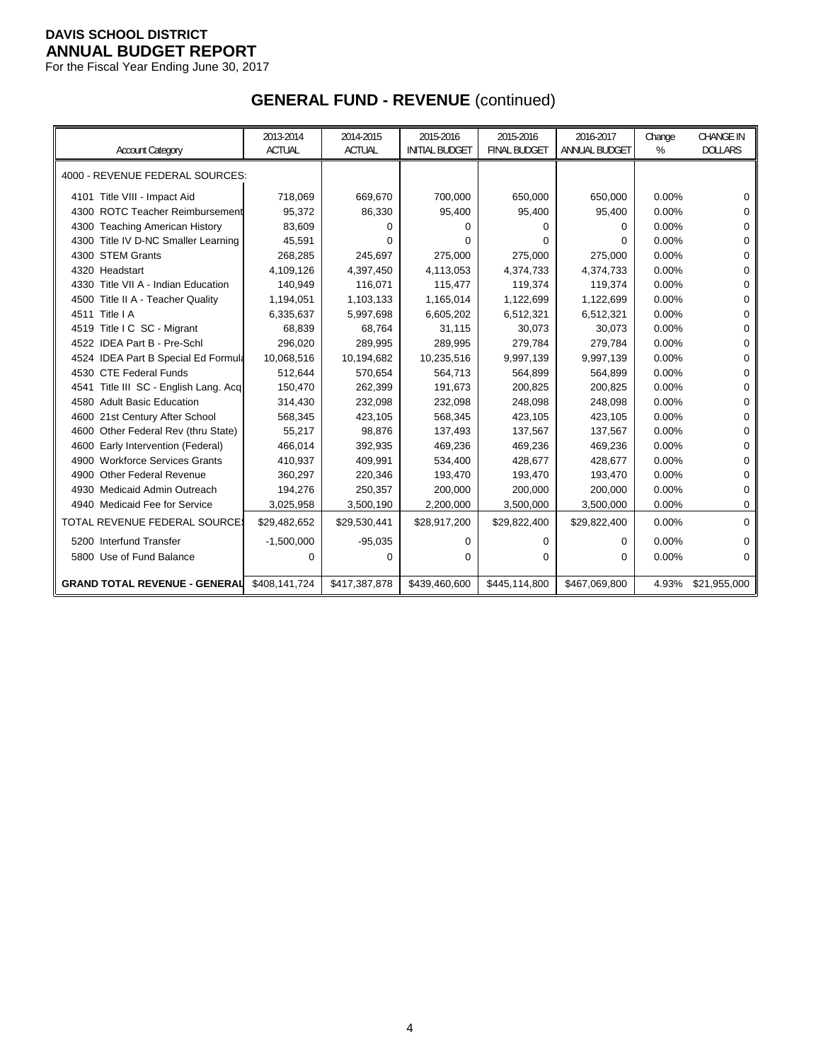**DAVIS SCHOOL DISTRICT**
**ANNUAL BUDGET REPORT**
For the Fiscal Year Ending June 30, 2017

## GENERAL FUND - REVENUE (continued)

| Account Category | 2013-2014 ACTUAL | 2014-2015 ACTUAL | 2015-2016 INITIAL BUDGET | 2015-2016 FINAL BUDGET | 2016-2017 ANNUAL BUDGET | Change % | CHANGE IN DOLLARS |
|---|---|---|---|---|---|---|---|
| 4000 - REVENUE FEDERAL SOURCES: | | | | | | | |
| 4101 Title VIII - Impact Aid | 718,069 | 669,670 | 700,000 | 650,000 | 650,000 | 0.00% | 0 |
| 4300 ROTC Teacher Reimbursement | 95,372 | 86,330 | 95,400 | 95,400 | 95,400 | 0.00% | 0 |
| 4300 Teaching American History | 83,609 | 0 | 0 | 0 | 0 | 0.00% | 0 |
| 4300 Title IV D-NC Smaller Learning | 45,591 | 0 | 0 | 0 | 0 | 0.00% | 0 |
| 4300 STEM Grants | 268,285 | 245,697 | 275,000 | 275,000 | 275,000 | 0.00% | 0 |
| 4320 Headstart | 4,109,126 | 4,397,450 | 4,113,053 | 4,374,733 | 4,374,733 | 0.00% | 0 |
| 4330 Title VII A - Indian Education | 140,949 | 116,071 | 115,477 | 119,374 | 119,374 | 0.00% | 0 |
| 4500 Title II A - Teacher Quality | 1,194,051 | 1,103,133 | 1,165,014 | 1,122,699 | 1,122,699 | 0.00% | 0 |
| 4511 Title I A | 6,335,637 | 5,997,698 | 6,605,202 | 6,512,321 | 6,512,321 | 0.00% | 0 |
| 4519 Title I C SC - Migrant | 68,839 | 68,764 | 31,115 | 30,073 | 30,073 | 0.00% | 0 |
| 4522 IDEA Part B - Pre-Schl | 296,020 | 289,995 | 289,995 | 279,784 | 279,784 | 0.00% | 0 |
| 4524 IDEA Part B Special Ed Formula | 10,068,516 | 10,194,682 | 10,235,516 | 9,997,139 | 9,997,139 | 0.00% | 0 |
| 4530 CTE Federal Funds | 512,644 | 570,654 | 564,713 | 564,899 | 564,899 | 0.00% | 0 |
| 4541 Title III SC - English Lang. Acq | 150,470 | 262,399 | 191,673 | 200,825 | 200,825 | 0.00% | 0 |
| 4580 Adult Basic Education | 314,430 | 232,098 | 232,098 | 248,098 | 248,098 | 0.00% | 0 |
| 4600 21st Century After School | 568,345 | 423,105 | 568,345 | 423,105 | 423,105 | 0.00% | 0 |
| 4600 Other Federal Rev (thru State) | 55,217 | 98,876 | 137,493 | 137,567 | 137,567 | 0.00% | 0 |
| 4600 Early Intervention (Federal) | 466,014 | 392,935 | 469,236 | 469,236 | 469,236 | 0.00% | 0 |
| 4900 Workforce Services Grants | 410,937 | 409,991 | 534,400 | 428,677 | 428,677 | 0.00% | 0 |
| 4900 Other Federal Revenue | 360,297 | 220,346 | 193,470 | 193,470 | 193,470 | 0.00% | 0 |
| 4930 Medicaid Admin Outreach | 194,276 | 250,357 | 200,000 | 200,000 | 200,000 | 0.00% | 0 |
| 4940 Medicaid Fee for Service | 3,025,958 | 3,500,190 | 2,200,000 | 3,500,000 | 3,500,000 | 0.00% | 0 |
| TOTAL REVENUE FEDERAL SOURCES | $29,482,652 | $29,530,441 | $28,917,200 | $29,822,400 | $29,822,400 | 0.00% | 0 |
| 5200 Interfund Transfer | -1,500,000 | -95,035 | 0 | 0 | 0 | 0.00% | 0 |
| 5800 Use of Fund Balance | 0 | 0 | 0 | 0 | 0 | 0.00% | 0 |
| **GRAND TOTAL REVENUE - GENERAL** | $408,141,724 | $417,387,878 | $439,460,600 | $445,114,800 | $467,069,800 | 4.93% | $21,955,000 |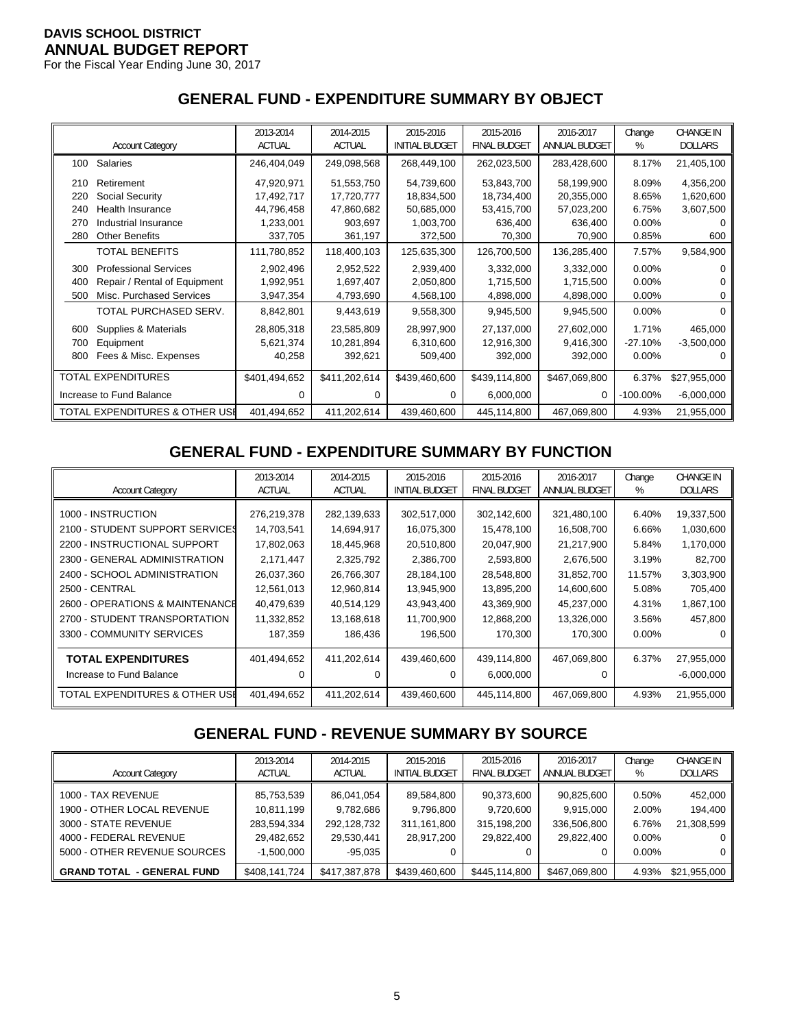**DAVIS SCHOOL DISTRICT**
**ANNUAL BUDGET REPORT**
For the Fiscal Year Ending June 30, 2017

## GENERAL FUND - EXPENDITURE SUMMARY BY OBJECT

| | Account Category | 2013-2014 ACTUAL | 2014-2015 ACTUAL | 2015-2016 INITIAL BUDGET | 2015-2016 FINAL BUDGET | 2016-2017 ANNUAL BUDGET | Change % | CHANGE IN DOLLARS |
|---|---|---|---|---|---|---|---|---|
| 100 | Salaries | 246,404,049 | 249,098,568 | 268,449,100 | 262,023,500 | 283,428,600 | 8.17% | 21,405,100 |
| 210 | Retirement | 47,920,971 | 51,553,750 | 54,739,600 | 53,843,700 | 58,199,900 | 8.09% | 4,356,200 |
| 220 | Social Security | 17,492,717 | 17,720,777 | 18,834,500 | 18,734,400 | 20,355,000 | 8.65% | 1,620,600 |
| 240 | Health Insurance | 44,796,458 | 47,860,682 | 50,685,000 | 53,415,700 | 57,023,200 | 6.75% | 3,607,500 |
| 270 | Industrial Insurance | 1,233,001 | 903,697 | 1,003,700 | 636,400 | 636,400 | 0.00% | 0 |
| 280 | Other Benefits | 337,705 | 361,197 | 372,500 | 70,300 | 70,900 | 0.85% | 600 |
| | TOTAL BENEFITS | 111,780,852 | 118,400,103 | 125,635,300 | 126,700,500 | 136,285,400 | 7.57% | 9,584,900 |
| 300 | Professional Services | 2,902,496 | 2,952,522 | 2,939,400 | 3,332,000 | 3,332,000 | 0.00% | 0 |
| 400 | Repair / Rental of Equipment | 1,992,951 | 1,697,407 | 2,050,800 | 1,715,500 | 1,715,500 | 0.00% | 0 |
| 500 | Misc. Purchased Services | 3,947,354 | 4,793,690 | 4,568,100 | 4,898,000 | 4,898,000 | 0.00% | 0 |
| | TOTAL PURCHASED SERV. | 8,842,801 | 9,443,619 | 9,558,300 | 9,945,500 | 9,945,500 | 0.00% | 0 |
| 600 | Supplies & Materials | 28,805,318 | 23,585,809 | 28,997,900 | 27,137,000 | 27,602,000 | 1.71% | 465,000 |
| 700 | Equipment | 5,621,374 | 10,281,894 | 6,310,600 | 12,916,300 | 9,416,300 | -27.10% | -3,500,000 |
| 800 | Fees & Misc. Expenses | 40,258 | 392,621 | 509,400 | 392,000 | 392,000 | 0.00% | 0 |
| TOTAL EXPENDITURES | | $401,494,652 | $411,202,614 | $439,460,600 | $439,114,800 | $467,069,800 | 6.37% | $27,955,000 |
| Increase to Fund Balance | | 0 | 0 | 0 | 6,000,000 | 0 | -100.00% | -6,000,000 |
| TOTAL EXPENDITURES & OTHER USE | | 401,494,652 | 411,202,614 | 439,460,600 | 445,114,800 | 467,069,800 | 4.93% | 21,955,000 |

## GENERAL FUND - EXPENDITURE SUMMARY BY FUNCTION

| Account Category | 2013-2014 ACTUAL | 2014-2015 ACTUAL | 2015-2016 INITIAL BUDGET | 2015-2016 FINAL BUDGET | 2016-2017 ANNUAL BUDGET | Change % | CHANGE IN DOLLARS |
|---|---|---|---|---|---|---|---|
| 1000 - INSTRUCTION | 276,219,378 | 282,139,633 | 302,517,000 | 302,142,600 | 321,480,100 | 6.40% | 19,337,500 |
| 2100 - STUDENT SUPPORT SERVICES | 14,703,541 | 14,694,917 | 16,075,300 | 15,478,100 | 16,508,700 | 6.66% | 1,030,600 |
| 2200 - INSTRUCTIONAL SUPPORT | 17,802,063 | 18,445,968 | 20,510,800 | 20,047,900 | 21,217,900 | 5.84% | 1,170,000 |
| 2300 - GENERAL ADMINISTRATION | 2,171,447 | 2,325,792 | 2,386,700 | 2,593,800 | 2,676,500 | 3.19% | 82,700 |
| 2400 - SCHOOL ADMINISTRATION | 26,037,360 | 26,766,307 | 28,184,100 | 28,548,800 | 31,852,700 | 11.57% | 3,303,900 |
| 2500 - CENTRAL | 12,561,013 | 12,960,814 | 13,945,900 | 13,895,200 | 14,600,600 | 5.08% | 705,400 |
| 2600 - OPERATIONS & MAINTENANCE | 40,479,639 | 40,514,129 | 43,943,400 | 43,369,900 | 45,237,000 | 4.31% | 1,867,100 |
| 2700 - STUDENT TRANSPORTATION | 11,332,852 | 13,168,618 | 11,700,900 | 12,868,200 | 13,326,000 | 3.56% | 457,800 |
| 3300 - COMMUNITY SERVICES | 187,359 | 186,436 | 196,500 | 170,300 | 170,300 | 0.00% | 0 |
| **TOTAL EXPENDITURES** | 401,494,652 | 411,202,614 | 439,460,600 | 439,114,800 | 467,069,800 | 6.37% | 27,955,000 |
| Increase to Fund Balance | 0 | 0 | 0 | 6,000,000 | 0 | | -6,000,000 |
| TOTAL EXPENDITURES & OTHER USE | 401,494,652 | 411,202,614 | 439,460,600 | 445,114,800 | 467,069,800 | 4.93% | 21,955,000 |

## GENERAL FUND - REVENUE SUMMARY BY SOURCE

| Account Category | 2013-2014 ACTUAL | 2014-2015 ACTUAL | 2015-2016 INITIAL BUDGET | 2015-2016 FINAL BUDGET | 2016-2017 ANNUAL BUDGET | Change % | CHANGE IN DOLLARS |
|---|---|---|---|---|---|---|---|
| 1000 - TAX REVENUE | 85,753,539 | 86,041,054 | 89,584,800 | 90,373,600 | 90,825,600 | 0.50% | 452,000 |
| 1900 - OTHER LOCAL REVENUE | 10,811,199 | 9,782,686 | 9,796,800 | 9,720,600 | 9,915,000 | 2.00% | 194,400 |
| 3000 - STATE REVENUE | 283,594,334 | 292,128,732 | 311,161,800 | 315,198,200 | 336,506,800 | 6.76% | 21,308,599 |
| 4000 - FEDERAL REVENUE | 29,482,652 | 29,530,441 | 28,917,200 | 29,822,400 | 29,822,400 | 0.00% | 0 |
| 5000 - OTHER REVENUE SOURCES | -1,500,000 | -95,035 | 0 | 0 | 0 | 0.00% | 0 |
| **GRAND TOTAL - GENERAL FUND** | $408,141,724 | $417,387,878 | $439,460,600 | $445,114,800 | $467,069,800 | 4.93% | $21,955,000 |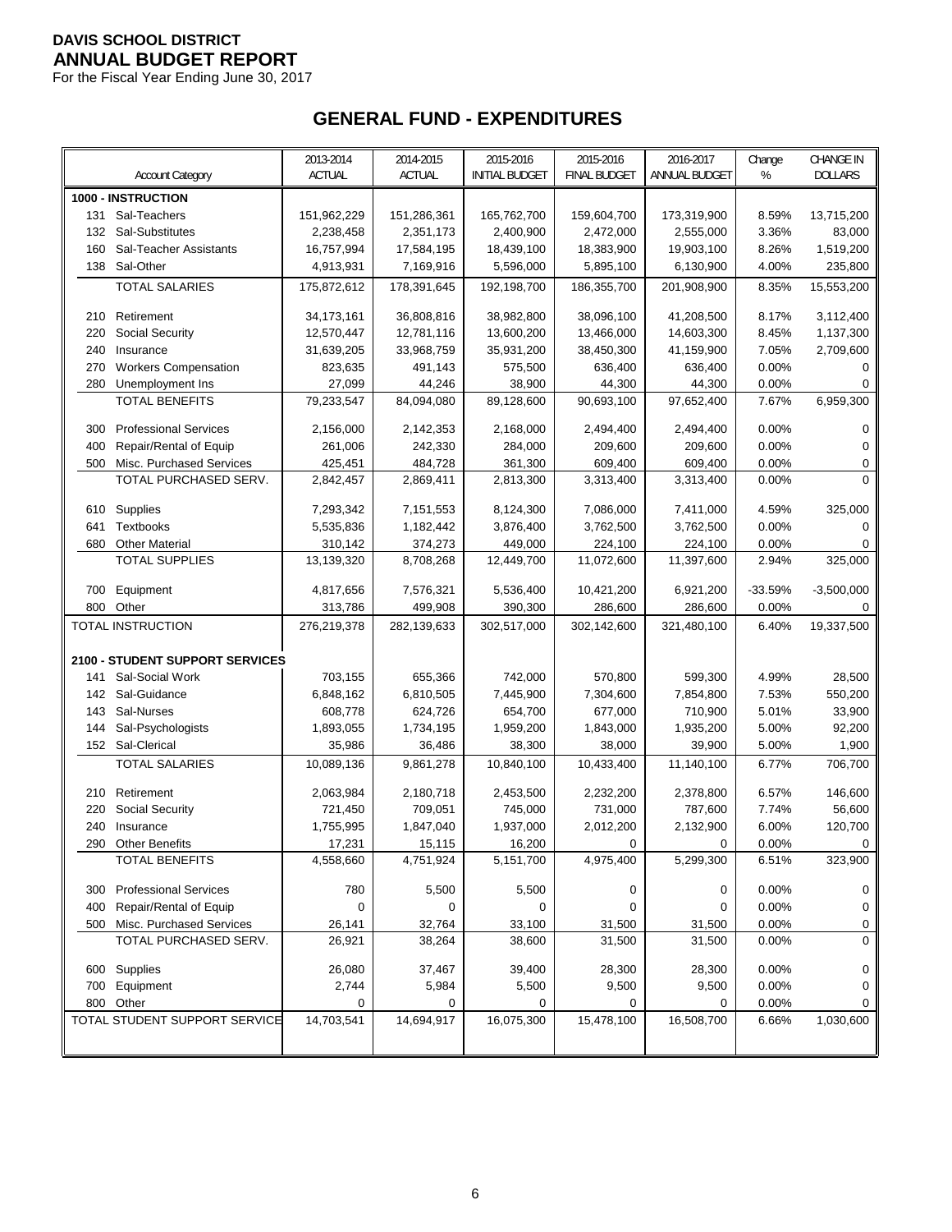**DAVIS SCHOOL DISTRICT**
**ANNUAL BUDGET REPORT**
For the Fiscal Year Ending June 30, 2017

## GENERAL FUND - EXPENDITURES

| Account Category | 2013-2014 ACTUAL | 2014-2015 ACTUAL | 2015-2016 INITIAL BUDGET | 2015-2016 FINAL BUDGET | 2016-2017 ANNUAL BUDGET | Change % | CHANGE IN DOLLARS |
|---|---|---|---|---|---|---|---|
| **1000 - INSTRUCTION** | | | | | | | |
| 131 Sal-Teachers | 151,962,229 | 151,286,361 | 165,762,700 | 159,604,700 | 173,319,900 | 8.59% | 13,715,200 |
| 132 Sal-Substitutes | 2,238,458 | 2,351,173 | 2,400,900 | 2,472,000 | 2,555,000 | 3.36% | 83,000 |
| 160 Sal-Teacher Assistants | 16,757,994 | 17,584,195 | 18,439,100 | 18,383,900 | 19,903,100 | 8.26% | 1,519,200 |
| 138 Sal-Other | 4,913,931 | 7,169,916 | 5,596,000 | 5,895,100 | 6,130,900 | 4.00% | 235,800 |
| TOTAL SALARIES | 175,872,612 | 178,391,645 | 192,198,700 | 186,355,700 | 201,908,900 | 8.35% | 15,553,200 |
| 210 Retirement | 34,173,161 | 36,808,816 | 38,982,800 | 38,096,100 | 41,208,500 | 8.17% | 3,112,400 |
| 220 Social Security | 12,570,447 | 12,781,116 | 13,600,200 | 13,466,000 | 14,603,300 | 8.45% | 1,137,300 |
| 240 Insurance | 31,639,205 | 33,968,759 | 35,931,200 | 38,450,300 | 41,159,900 | 7.05% | 2,709,600 |
| 270 Workers Compensation | 823,635 | 491,143 | 575,500 | 636,400 | 636,400 | 0.00% | 0 |
| 280 Unemployment Ins | 27,099 | 44,246 | 38,900 | 44,300 | 44,300 | 0.00% | 0 |
| TOTAL BENEFITS | 79,233,547 | 84,094,080 | 89,128,600 | 90,693,100 | 97,652,400 | 7.67% | 6,959,300 |
| 300 Professional Services | 2,156,000 | 2,142,353 | 2,168,000 | 2,494,400 | 2,494,400 | 0.00% | 0 |
| 400 Repair/Rental of Equip | 261,006 | 242,330 | 284,000 | 209,600 | 209,600 | 0.00% | 0 |
| 500 Misc. Purchased Services | 425,451 | 484,728 | 361,300 | 609,400 | 609,400 | 0.00% | 0 |
| TOTAL PURCHASED SERV. | 2,842,457 | 2,869,411 | 2,813,300 | 3,313,400 | 3,313,400 | 0.00% | 0 |
| 610 Supplies | 7,293,342 | 7,151,553 | 8,124,300 | 7,086,000 | 7,411,000 | 4.59% | 325,000 |
| 641 Textbooks | 5,535,836 | 1,182,442 | 3,876,400 | 3,762,500 | 3,762,500 | 0.00% | 0 |
| 680 Other Material | 310,142 | 374,273 | 449,000 | 224,100 | 224,100 | 0.00% | 0 |
| TOTAL SUPPLIES | 13,139,320 | 8,708,268 | 12,449,700 | 11,072,600 | 11,397,600 | 2.94% | 325,000 |
| 700 Equipment | 4,817,656 | 7,576,321 | 5,536,400 | 10,421,200 | 6,921,200 | -33.59% | -3,500,000 |
| 800 Other | 313,786 | 499,908 | 390,300 | 286,600 | 286,600 | 0.00% | 0 |
| TOTAL INSTRUCTION | 276,219,378 | 282,139,633 | 302,517,000 | 302,142,600 | 321,480,100 | 6.40% | 19,337,500 |
| **2100 - STUDENT SUPPORT SERVICES** | | | | | | | |
| 141 Sal-Social Work | 703,155 | 655,366 | 742,000 | 570,800 | 599,300 | 4.99% | 28,500 |
| 142 Sal-Guidance | 6,848,162 | 6,810,505 | 7,445,900 | 7,304,600 | 7,854,800 | 7.53% | 550,200 |
| 143 Sal-Nurses | 608,778 | 624,726 | 654,700 | 677,000 | 710,900 | 5.01% | 33,900 |
| 144 Sal-Psychologists | 1,893,055 | 1,734,195 | 1,959,200 | 1,843,000 | 1,935,200 | 5.00% | 92,200 |
| 152 Sal-Clerical | 35,986 | 36,486 | 38,300 | 38,000 | 39,900 | 5.00% | 1,900 |
| TOTAL SALARIES | 10,089,136 | 9,861,278 | 10,840,100 | 10,433,400 | 11,140,100 | 6.77% | 706,700 |
| 210 Retirement | 2,063,984 | 2,180,718 | 2,453,500 | 2,232,200 | 2,378,800 | 6.57% | 146,600 |
| 220 Social Security | 721,450 | 709,051 | 745,000 | 731,000 | 787,600 | 7.74% | 56,600 |
| 240 Insurance | 1,755,995 | 1,847,040 | 1,937,000 | 2,012,200 | 2,132,900 | 6.00% | 120,700 |
| 290 Other Benefits | 17,231 | 15,115 | 16,200 | 0 | 0 | 0.00% | 0 |
| TOTAL BENEFITS | 4,558,660 | 4,751,924 | 5,151,700 | 4,975,400 | 5,299,300 | 6.51% | 323,900 |
| 300 Professional Services | 780 | 5,500 | 5,500 | 0 | 0 | 0.00% | 0 |
| 400 Repair/Rental of Equip | 0 | 0 | 0 | 0 | 0 | 0.00% | 0 |
| 500 Misc. Purchased Services | 26,141 | 32,764 | 33,100 | 31,500 | 31,500 | 0.00% | 0 |
| TOTAL PURCHASED SERV. | 26,921 | 38,264 | 38,600 | 31,500 | 31,500 | 0.00% | 0 |
| 600 Supplies | 26,080 | 37,467 | 39,400 | 28,300 | 28,300 | 0.00% | 0 |
| 700 Equipment | 2,744 | 5,984 | 5,500 | 9,500 | 9,500 | 0.00% | 0 |
| 800 Other | 0 | 0 | 0 | 0 | 0 | 0.00% | 0 |
| TOTAL STUDENT SUPPORT SERVICE | 14,703,541 | 14,694,917 | 16,075,300 | 15,478,100 | 16,508,700 | 6.66% | 1,030,600 |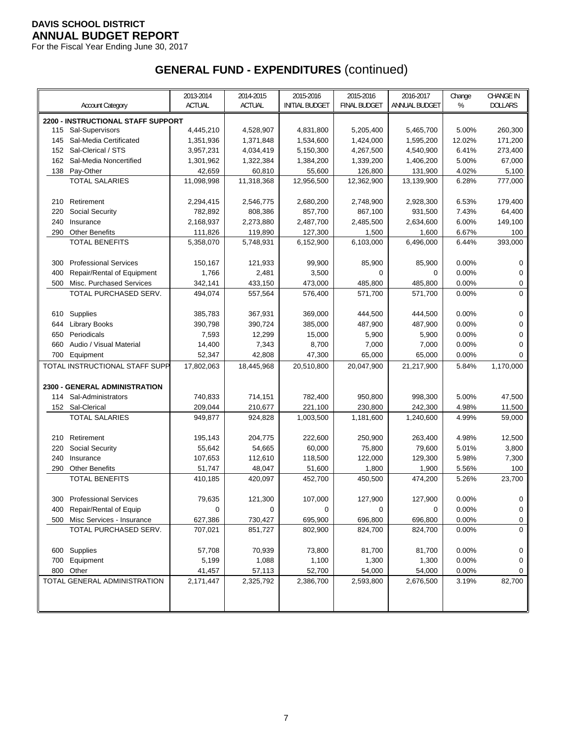**DAVIS SCHOOL DISTRICT**
**ANNUAL BUDGET REPORT**
For the Fiscal Year Ending June 30, 2017

# GENERAL FUND - EXPENDITURES (continued)

| Account Category | 2013-2014 ACTUAL | 2014-2015 ACTUAL | 2015-2016 INITIAL BUDGET | 2015-2016 FINAL BUDGET | 2016-2017 ANNUAL BUDGET | Change % | CHANGE IN DOLLARS |
|---|---|---|---|---|---|---|---|
| **2200 - INSTRUCTIONAL STAFF SUPPORT** | | | | | | | |
| 115 Sal-Supervisors | 4,445,210 | 4,528,907 | 4,831,800 | 5,205,400 | 5,465,700 | 5.00% | 260,300 |
| 145 Sal-Media Certificated | 1,351,936 | 1,371,848 | 1,534,600 | 1,424,000 | 1,595,200 | 12.02% | 171,200 |
| 152 Sal-Clerical / STS | 3,957,231 | 4,034,419 | 5,150,300 | 4,267,500 | 4,540,900 | 6.41% | 273,400 |
| 162 Sal-Media Noncertified | 1,301,962 | 1,322,384 | 1,384,200 | 1,339,200 | 1,406,200 | 5.00% | 67,000 |
| 138 Pay-Other | 42,659 | 60,810 | 55,600 | 126,800 | 131,900 | 4.02% | 5,100 |
| TOTAL SALARIES | 11,098,998 | 11,318,368 | 12,956,500 | 12,362,900 | 13,139,900 | 6.28% | 777,000 |
| 210 Retirement | 2,294,415 | 2,546,775 | 2,680,200 | 2,748,900 | 2,928,300 | 6.53% | 179,400 |
| 220 Social Security | 782,892 | 808,386 | 857,700 | 867,100 | 931,500 | 7.43% | 64,400 |
| 240 Insurance | 2,168,937 | 2,273,880 | 2,487,700 | 2,485,500 | 2,634,600 | 6.00% | 149,100 |
| 290 Other Benefits | 111,826 | 119,890 | 127,300 | 1,500 | 1,600 | 6.67% | 100 |
| TOTAL BENEFITS | 5,358,070 | 5,748,931 | 6,152,900 | 6,103,000 | 6,496,000 | 6.44% | 393,000 |
| 300 Professional Services | 150,167 | 121,933 | 99,900 | 85,900 | 85,900 | 0.00% | 0 |
| 400 Repair/Rental of Equipment | 1,766 | 2,481 | 3,500 | 0 | 0 | 0.00% | 0 |
| 500 Misc. Purchased Services | 342,141 | 433,150 | 473,000 | 485,800 | 485,800 | 0.00% | 0 |
| TOTAL PURCHASED SERV. | 494,074 | 557,564 | 576,400 | 571,700 | 571,700 | 0.00% | 0 |
| 610 Supplies | 385,783 | 367,931 | 369,000 | 444,500 | 444,500 | 0.00% | 0 |
| 644 Library Books | 390,798 | 390,724 | 385,000 | 487,900 | 487,900 | 0.00% | 0 |
| 650 Periodicals | 7,593 | 12,299 | 15,000 | 5,900 | 5,900 | 0.00% | 0 |
| 660 Audio / Visual Material | 14,400 | 7,343 | 8,700 | 7,000 | 7,000 | 0.00% | 0 |
| 700 Equipment | 52,347 | 42,808 | 47,300 | 65,000 | 65,000 | 0.00% | 0 |
| TOTAL INSTRUCTIONAL STAFF SUPP | 17,802,063 | 18,445,968 | 20,510,800 | 20,047,900 | 21,217,900 | 5.84% | 1,170,000 |
| **2300 - GENERAL ADMINISTRATION** | | | | | | | |
| 114 Sal-Administrators | 740,833 | 714,151 | 782,400 | 950,800 | 998,300 | 5.00% | 47,500 |
| 152 Sal-Clerical | 209,044 | 210,677 | 221,100 | 230,800 | 242,300 | 4.98% | 11,500 |
| TOTAL SALARIES | 949,877 | 924,828 | 1,003,500 | 1,181,600 | 1,240,600 | 4.99% | 59,000 |
| 210 Retirement | 195,143 | 204,775 | 222,600 | 250,900 | 263,400 | 4.98% | 12,500 |
| 220 Social Security | 55,642 | 54,665 | 60,000 | 75,800 | 79,600 | 5.01% | 3,800 |
| 240 Insurance | 107,653 | 112,610 | 118,500 | 122,000 | 129,300 | 5.98% | 7,300 |
| 290 Other Benefits | 51,747 | 48,047 | 51,600 | 1,800 | 1,900 | 5.56% | 100 |
| TOTAL BENEFITS | 410,185 | 420,097 | 452,700 | 450,500 | 474,200 | 5.26% | 23,700 |
| 300 Professional Services | 79,635 | 121,300 | 107,000 | 127,900 | 127,900 | 0.00% | 0 |
| 400 Repair/Rental of Equip | 0 | 0 | 0 | 0 | 0 | 0.00% | 0 |
| 500 Misc Services - Insurance | 627,386 | 730,427 | 695,900 | 696,800 | 696,800 | 0.00% | 0 |
| TOTAL PURCHASED SERV. | 707,021 | 851,727 | 802,900 | 824,700 | 824,700 | 0.00% | 0 |
| 600 Supplies | 57,708 | 70,939 | 73,800 | 81,700 | 81,700 | 0.00% | 0 |
| 700 Equipment | 5,199 | 1,088 | 1,100 | 1,300 | 1,300 | 0.00% | 0 |
| 800 Other | 41,457 | 57,113 | 52,700 | 54,000 | 54,000 | 0.00% | 0 |
| TOTAL GENERAL ADMINISTRATION | 2,171,447 | 2,325,792 | 2,386,700 | 2,593,800 | 2,676,500 | 3.19% | 82,700 |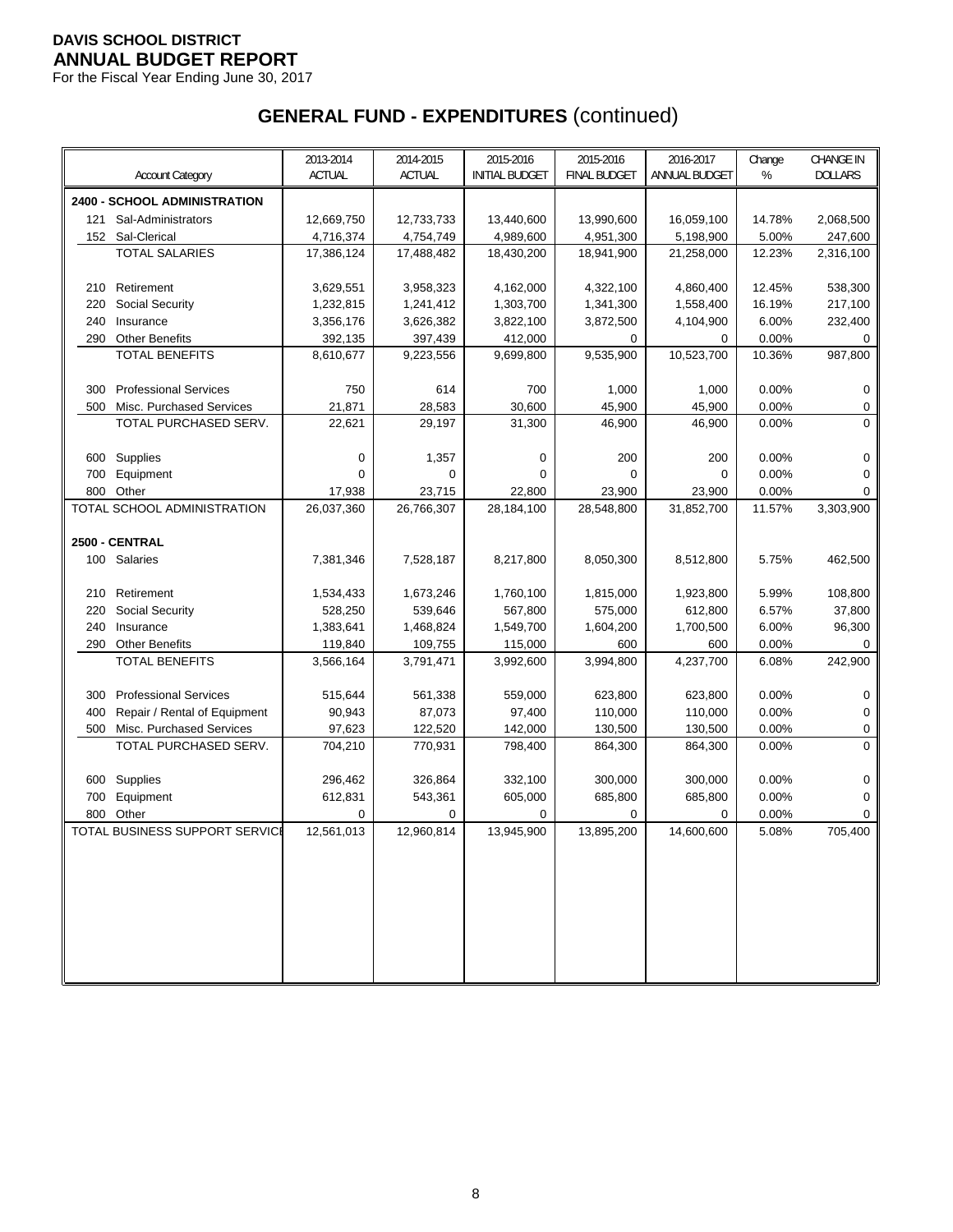**DAVIS SCHOOL DISTRICT**
**ANNUAL BUDGET REPORT**
For the Fiscal Year Ending June 30, 2017

# GENERAL FUND - EXPENDITURES (continued)

| Account Category | 2013-2014 ACTUAL | 2014-2015 ACTUAL | 2015-2016 INITIAL BUDGET | 2015-2016 FINAL BUDGET | 2016-2017 ANNUAL BUDGET | Change % | CHANGE IN DOLLARS |
|---|---|---|---|---|---|---|---|
| **2400 - SCHOOL ADMINISTRATION** | | | | | | | |
| 121 Sal-Administrators | 12,669,750 | 12,733,733 | 13,440,600 | 13,990,600 | 16,059,100 | 14.78% | 2,068,500 |
| 152 Sal-Clerical | 4,716,374 | 4,754,749 | 4,989,600 | 4,951,300 | 5,198,900 | 5.00% | 247,600 |
| TOTAL SALARIES | 17,386,124 | 17,488,482 | 18,430,200 | 18,941,900 | 21,258,000 | 12.23% | 2,316,100 |
| 210 Retirement | 3,629,551 | 3,958,323 | 4,162,000 | 4,322,100 | 4,860,400 | 12.45% | 538,300 |
| 220 Social Security | 1,232,815 | 1,241,412 | 1,303,700 | 1,341,300 | 1,558,400 | 16.19% | 217,100 |
| 240 Insurance | 3,356,176 | 3,626,382 | 3,822,100 | 3,872,500 | 4,104,900 | 6.00% | 232,400 |
| 290 Other Benefits | 392,135 | 397,439 | 412,000 | 0 | 0 | 0.00% | 0 |
| TOTAL BENEFITS | 8,610,677 | 9,223,556 | 9,699,800 | 9,535,900 | 10,523,700 | 10.36% | 987,800 |
| 300 Professional Services | 750 | 614 | 700 | 1,000 | 1,000 | 0.00% | 0 |
| 500 Misc. Purchased Services | 21,871 | 28,583 | 30,600 | 45,900 | 45,900 | 0.00% | 0 |
| TOTAL PURCHASED SERV. | 22,621 | 29,197 | 31,300 | 46,900 | 46,900 | 0.00% | 0 |
| 600 Supplies | 0 | 1,357 | 0 | 200 | 200 | 0.00% | 0 |
| 700 Equipment | 0 | 0 | 0 | 0 | 0 | 0.00% | 0 |
| 800 Other | 17,938 | 23,715 | 22,800 | 23,900 | 23,900 | 0.00% | 0 |
| TOTAL SCHOOL ADMINISTRATION | 26,037,360 | 26,766,307 | 28,184,100 | 28,548,800 | 31,852,700 | 11.57% | 3,303,900 |
| **2500 - CENTRAL** | | | | | | | |
| 100 Salaries | 7,381,346 | 7,528,187 | 8,217,800 | 8,050,300 | 8,512,800 | 5.75% | 462,500 |
| 210 Retirement | 1,534,433 | 1,673,246 | 1,760,100 | 1,815,000 | 1,923,800 | 5.99% | 108,800 |
| 220 Social Security | 528,250 | 539,646 | 567,800 | 575,000 | 612,800 | 6.57% | 37,800 |
| 240 Insurance | 1,383,641 | 1,468,824 | 1,549,700 | 1,604,200 | 1,700,500 | 6.00% | 96,300 |
| 290 Other Benefits | 119,840 | 109,755 | 115,000 | 600 | 600 | 0.00% | 0 |
| TOTAL BENEFITS | 3,566,164 | 3,791,471 | 3,992,600 | 3,994,800 | 4,237,700 | 6.08% | 242,900 |
| 300 Professional Services | 515,644 | 561,338 | 559,000 | 623,800 | 623,800 | 0.00% | 0 |
| 400 Repair / Rental of Equipment | 90,943 | 87,073 | 97,400 | 110,000 | 110,000 | 0.00% | 0 |
| 500 Misc. Purchased Services | 97,623 | 122,520 | 142,000 | 130,500 | 130,500 | 0.00% | 0 |
| TOTAL PURCHASED SERV. | 704,210 | 770,931 | 798,400 | 864,300 | 864,300 | 0.00% | 0 |
| 600 Supplies | 296,462 | 326,864 | 332,100 | 300,000 | 300,000 | 0.00% | 0 |
| 700 Equipment | 612,831 | 543,361 | 605,000 | 685,800 | 685,800 | 0.00% | 0 |
| 800 Other | 0 | 0 | 0 | 0 | 0 | 0.00% | 0 |
| TOTAL BUSINESS SUPPORT SERVICE | 12,561,013 | 12,960,814 | 13,945,900 | 13,895,200 | 14,600,600 | 5.08% | 705,400 |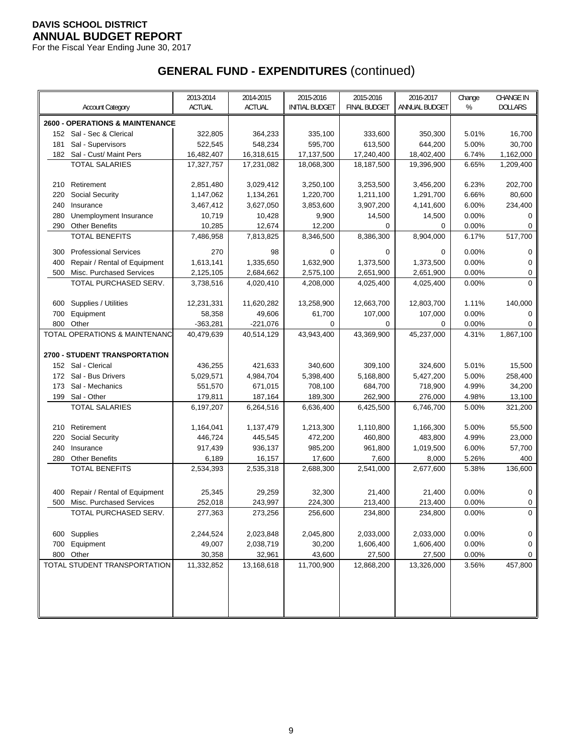**DAVIS SCHOOL DISTRICT**
**ANNUAL BUDGET REPORT**
For the Fiscal Year Ending June 30, 2017

# GENERAL FUND - EXPENDITURES (continued)

| Account Category | 2013-2014 ACTUAL | 2014-2015 ACTUAL | 2015-2016 INITIAL BUDGET | 2015-2016 FINAL BUDGET | 2016-2017 ANNUAL BUDGET | Change % | CHANGE IN DOLLARS |
|---|---|---|---|---|---|---|---|
| **2600 - OPERATIONS & MAINTENANCE** | | | | | | | |
| 152 Sal - Sec & Clerical | 322,805 | 364,233 | 335,100 | 333,600 | 350,300 | 5.01% | 16,700 |
| 181 Sal - Supervisors | 522,545 | 548,234 | 595,700 | 613,500 | 644,200 | 5.00% | 30,700 |
| 182 Sal - Cust/ Maint Pers | 16,482,407 | 16,318,615 | 17,137,500 | 17,240,400 | 18,402,400 | 6.74% | 1,162,000 |
| TOTAL SALARIES | 17,327,757 | 17,231,082 | 18,068,300 | 18,187,500 | 19,396,900 | 6.65% | 1,209,400 |
| 210 Retirement | 2,851,480 | 3,029,412 | 3,250,100 | 3,253,500 | 3,456,200 | 6.23% | 202,700 |
| 220 Social Security | 1,147,062 | 1,134,261 | 1,220,700 | 1,211,100 | 1,291,700 | 6.66% | 80,600 |
| 240 Insurance | 3,467,412 | 3,627,050 | 3,853,600 | 3,907,200 | 4,141,600 | 6.00% | 234,400 |
| 280 Unemployment Insurance | 10,719 | 10,428 | 9,900 | 14,500 | 14,500 | 0.00% | 0 |
| 290 Other Benefits | 10,285 | 12,674 | 12,200 | 0 | 0 | 0.00% | 0 |
| TOTAL BENEFITS | 7,486,958 | 7,813,825 | 8,346,500 | 8,386,300 | 8,904,000 | 6.17% | 517,700 |
| 300 Professional Services | 270 | 98 | 0 | 0 | 0 | 0.00% | 0 |
| 400 Repair / Rental of Equipment | 1,613,141 | 1,335,650 | 1,632,900 | 1,373,500 | 1,373,500 | 0.00% | 0 |
| 500 Misc. Purchased Services | 2,125,105 | 2,684,662 | 2,575,100 | 2,651,900 | 2,651,900 | 0.00% | 0 |
| TOTAL PURCHASED SERV. | 3,738,516 | 4,020,410 | 4,208,000 | 4,025,400 | 4,025,400 | 0.00% | 0 |
| 600 Supplies / Utilities | 12,231,331 | 11,620,282 | 13,258,900 | 12,663,700 | 12,803,700 | 1.11% | 140,000 |
| 700 Equipment | 58,358 | 49,606 | 61,700 | 107,000 | 107,000 | 0.00% | 0 |
| 800 Other | -363,281 | -221,076 | 0 | 0 | 0 | 0.00% | 0 |
| TOTAL OPERATIONS & MAINTENANC | 40,479,639 | 40,514,129 | 43,943,400 | 43,369,900 | 45,237,000 | 4.31% | 1,867,100 |
| **2700 - STUDENT TRANSPORTATION** | | | | | | | |
| 152 Sal - Clerical | 436,255 | 421,633 | 340,600 | 309,100 | 324,600 | 5.01% | 15,500 |
| 172 Sal - Bus Drivers | 5,029,571 | 4,984,704 | 5,398,400 | 5,168,800 | 5,427,200 | 5.00% | 258,400 |
| 173 Sal - Mechanics | 551,570 | 671,015 | 708,100 | 684,700 | 718,900 | 4.99% | 34,200 |
| 199 Sal - Other | 179,811 | 187,164 | 189,300 | 262,900 | 276,000 | 4.98% | 13,100 |
| TOTAL SALARIES | 6,197,207 | 6,264,516 | 6,636,400 | 6,425,500 | 6,746,700 | 5.00% | 321,200 |
| 210 Retirement | 1,164,041 | 1,137,479 | 1,213,300 | 1,110,800 | 1,166,300 | 5.00% | 55,500 |
| 220 Social Security | 446,724 | 445,545 | 472,200 | 460,800 | 483,800 | 4.99% | 23,000 |
| 240 Insurance | 917,439 | 936,137 | 985,200 | 961,800 | 1,019,500 | 6.00% | 57,700 |
| 280 Other Benefits | 6,189 | 16,157 | 17,600 | 7,600 | 8,000 | 5.26% | 400 |
| TOTAL BENEFITS | 2,534,393 | 2,535,318 | 2,688,300 | 2,541,000 | 2,677,600 | 5.38% | 136,600 |
| 400 Repair / Rental of Equipment | 25,345 | 29,259 | 32,300 | 21,400 | 21,400 | 0.00% | 0 |
| 500 Misc. Purchased Services | 252,018 | 243,997 | 224,300 | 213,400 | 213,400 | 0.00% | 0 |
| TOTAL PURCHASED SERV. | 277,363 | 273,256 | 256,600 | 234,800 | 234,800 | 0.00% | 0 |
| 600 Supplies | 2,244,524 | 2,023,848 | 2,045,800 | 2,033,000 | 2,033,000 | 0.00% | 0 |
| 700 Equipment | 49,007 | 2,038,719 | 30,200 | 1,606,400 | 1,606,400 | 0.00% | 0 |
| 800 Other | 30,358 | 32,961 | 43,600 | 27,500 | 27,500 | 0.00% | 0 |
| TOTAL STUDENT TRANSPORTATION | 11,332,852 | 13,168,618 | 11,700,900 | 12,868,200 | 13,326,000 | 3.56% | 457,800 |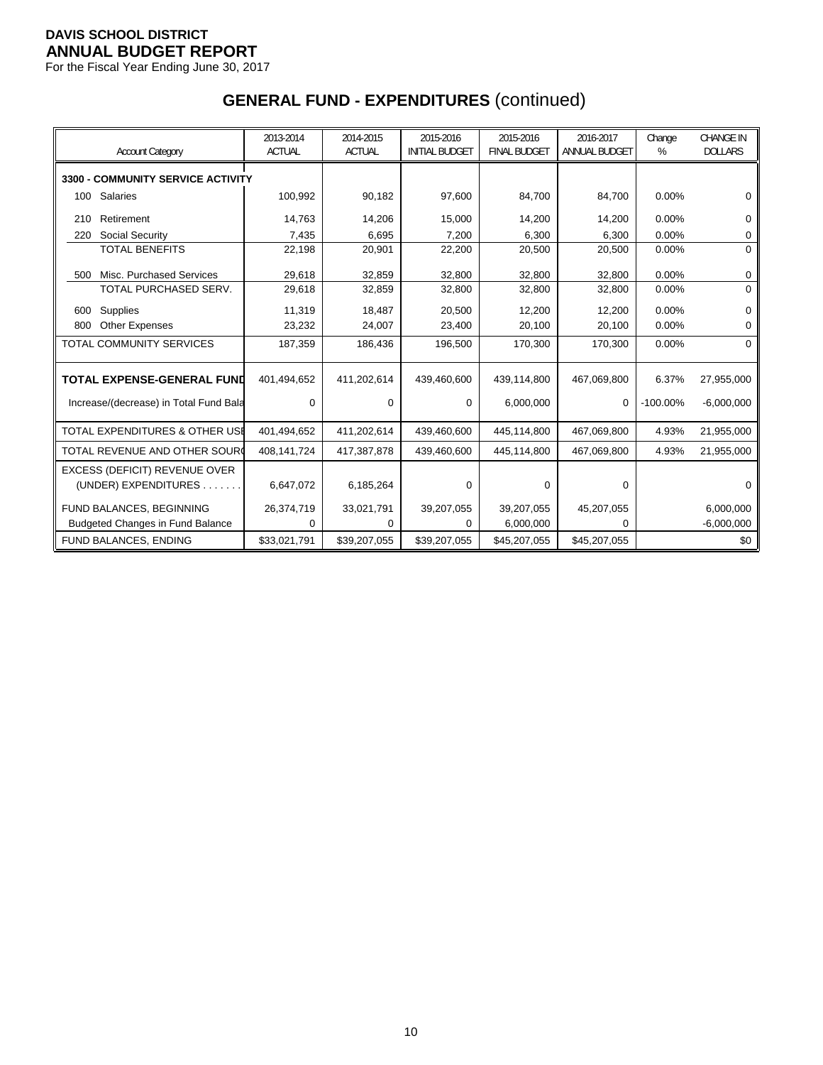**DAVIS SCHOOL DISTRICT**
**ANNUAL BUDGET REPORT**
For the Fiscal Year Ending June 30, 2017

## GENERAL FUND - EXPENDITURES (continued)

| Account Category | 2013-2014 ACTUAL | 2014-2015 ACTUAL | 2015-2016 INITIAL BUDGET | 2015-2016 FINAL BUDGET | 2016-2017 ANNUAL BUDGET | Change % | CHANGE IN DOLLARS |
|---|---|---|---|---|---|---|---|
| **3300 - COMMUNITY SERVICE ACTIVITY** | | | | | | | |
| 100 Salaries | 100,992 | 90,182 | 97,600 | 84,700 | 84,700 | 0.00% | 0 |
| 210 Retirement | 14,763 | 14,206 | 15,000 | 14,200 | 14,200 | 0.00% | 0 |
| 220 Social Security | 7,435 | 6,695 | 7,200 | 6,300 | 6,300 | 0.00% | 0 |
| TOTAL BENEFITS | 22,198 | 20,901 | 22,200 | 20,500 | 20,500 | 0.00% | 0 |
| 500 Misc. Purchased Services | 29,618 | 32,859 | 32,800 | 32,800 | 32,800 | 0.00% | 0 |
| TOTAL PURCHASED SERV. | 29,618 | 32,859 | 32,800 | 32,800 | 32,800 | 0.00% | 0 |
| 600 Supplies | 11,319 | 18,487 | 20,500 | 12,200 | 12,200 | 0.00% | 0 |
| 800 Other Expenses | 23,232 | 24,007 | 23,400 | 20,100 | 20,100 | 0.00% | 0 |
| TOTAL COMMUNITY SERVICES | 187,359 | 186,436 | 196,500 | 170,300 | 170,300 | 0.00% | 0 |
| **TOTAL EXPENSE-GENERAL FUND** | 401,494,652 | 411,202,614 | 439,460,600 | 439,114,800 | 467,069,800 | 6.37% | 27,955,000 |
| Increase/(decrease) in Total Fund Bala | 0 | 0 | 0 | 6,000,000 | 0 | -100.00% | -6,000,000 |
| TOTAL EXPENDITURES & OTHER USE | 401,494,652 | 411,202,614 | 439,460,600 | 445,114,800 | 467,069,800 | 4.93% | 21,955,000 |
| TOTAL REVENUE AND OTHER SOURC | 408,141,724 | 417,387,878 | 439,460,600 | 445,114,800 | 467,069,800 | 4.93% | 21,955,000 |
| EXCESS (DEFICIT) REVENUE OVER (UNDER) EXPENDITURES . . . . . . . | 6,647,072 | 6,185,264 | 0 | 0 | 0 | | 0 |
| FUND BALANCES, BEGINNING | 26,374,719 | 33,021,791 | 39,207,055 | 39,207,055 | 45,207,055 | | 6,000,000 |
| Budgeted Changes in Fund Balance | 0 | 0 | 0 | 6,000,000 | 0 | | -6,000,000 |
| FUND BALANCES, ENDING | $33,021,791 | $39,207,055 | $39,207,055 | $45,207,055 | $45,207,055 | | $0 |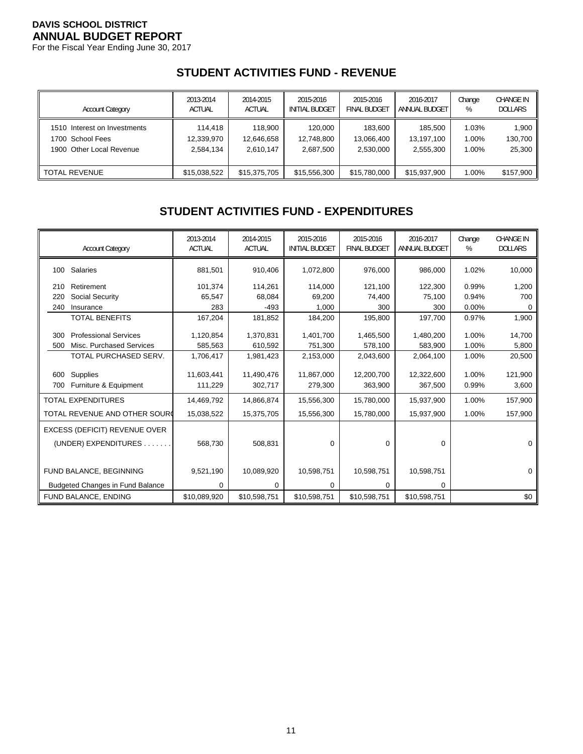**DAVIS SCHOOL DISTRICT**
**ANNUAL BUDGET REPORT**
For the Fiscal Year Ending June 30, 2017

## STUDENT ACTIVITIES FUND - REVENUE

| Account Category | 2013-2014 ACTUAL | 2014-2015 ACTUAL | 2015-2016 INITIAL BUDGET | 2015-2016 FINAL BUDGET | 2016-2017 ANNUAL BUDGET | Change % | CHANGE IN DOLLARS |
|---|---|---|---|---|---|---|---|
| 1510 Interest on Investments | 114,418 | 118,900 | 120,000 | 183,600 | 185,500 | 1.03% | 1,900 |
| 1700 School Fees | 12,339,970 | 12,646,658 | 12,748,800 | 13,066,400 | 13,197,100 | 1.00% | 130,700 |
| 1900 Other Local Revenue | 2,584,134 | 2,610,147 | 2,687,500 | 2,530,000 | 2,555,300 | 1.00% | 25,300 |
| TOTAL REVENUE | $15,038,522 | $15,375,705 | $15,556,300 | $15,780,000 | $15,937,900 | 1.00% | $157,900 |

## STUDENT ACTIVITIES FUND - EXPENDITURES

| Account Category | 2013-2014 ACTUAL | 2014-2015 ACTUAL | 2015-2016 INITIAL BUDGET | 2015-2016 FINAL BUDGET | 2016-2017 ANNUAL BUDGET | Change % | CHANGE IN DOLLARS |
|---|---|---|---|---|---|---|---|
| 100 Salaries | 881,501 | 910,406 | 1,072,800 | 976,000 | 986,000 | 1.02% | 10,000 |
| 210 Retirement | 101,374 | 114,261 | 114,000 | 121,100 | 122,300 | 0.99% | 1,200 |
| 220 Social Security | 65,547 | 68,084 | 69,200 | 74,400 | 75,100 | 0.94% | 700 |
| 240 Insurance | 283 | -493 | 1,000 | 300 | 300 | 0.00% | 0 |
| TOTAL BENEFITS | 167,204 | 181,852 | 184,200 | 195,800 | 197,700 | 0.97% | 1,900 |
| 300 Professional Services | 1,120,854 | 1,370,831 | 1,401,700 | 1,465,500 | 1,480,200 | 1.00% | 14,700 |
| 500 Misc. Purchased Services | 585,563 | 610,592 | 751,300 | 578,100 | 583,900 | 1.00% | 5,800 |
| TOTAL PURCHASED SERV. | 1,706,417 | 1,981,423 | 2,153,000 | 2,043,600 | 2,064,100 | 1.00% | 20,500 |
| 600 Supplies | 11,603,441 | 11,490,476 | 11,867,000 | 12,200,700 | 12,322,600 | 1.00% | 121,900 |
| 700 Furniture & Equipment | 111,229 | 302,717 | 279,300 | 363,900 | 367,500 | 0.99% | 3,600 |
| TOTAL EXPENDITURES | 14,469,792 | 14,866,874 | 15,556,300 | 15,780,000 | 15,937,900 | 1.00% | 157,900 |
| TOTAL REVENUE AND OTHER SOURC | 15,038,522 | 15,375,705 | 15,556,300 | 15,780,000 | 15,937,900 | 1.00% | 157,900 |
| EXCESS (DEFICIT) REVENUE OVER (UNDER) EXPENDITURES | 568,730 | 508,831 | 0 | 0 | 0 | | 0 |
| FUND BALANCE, BEGINNING | 9,521,190 | 10,089,920 | 10,598,751 | 10,598,751 | 10,598,751 | | 0 |
| Budgeted Changes in Fund Balance | 0 | 0 | 0 | 0 | 0 | | |
| FUND BALANCE, ENDING | $10,089,920 | $10,598,751 | $10,598,751 | $10,598,751 | $10,598,751 | | $0 |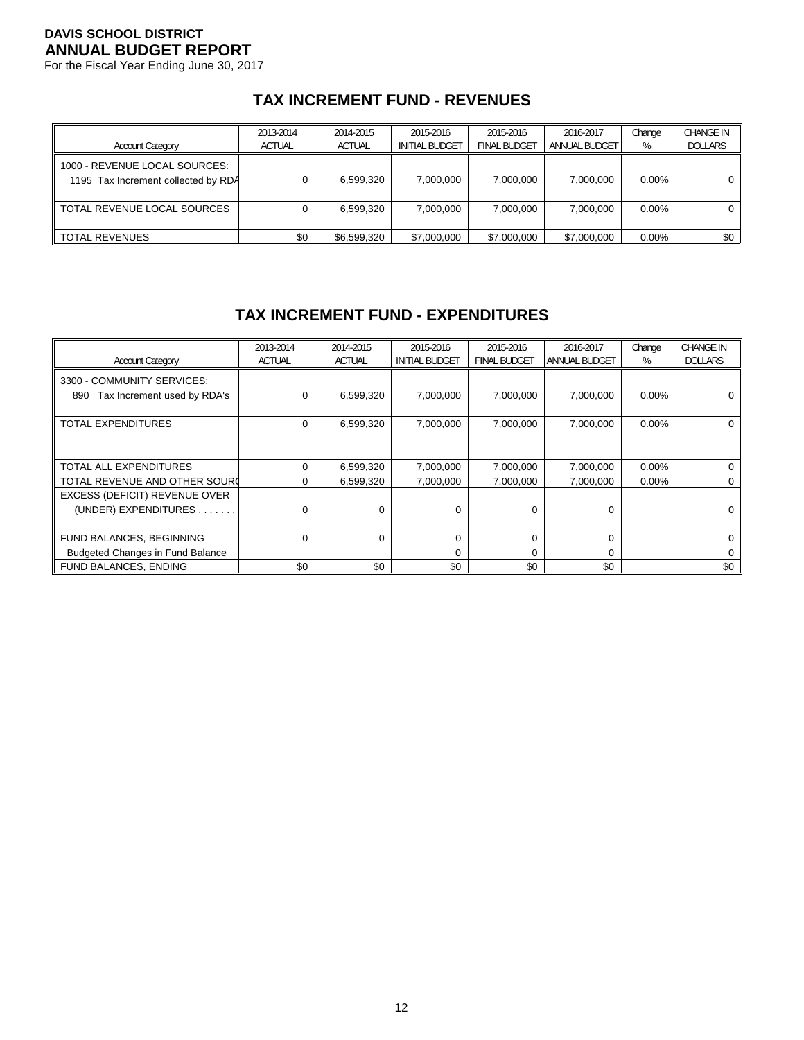**DAVIS SCHOOL DISTRICT**
**ANNUAL BUDGET REPORT**
For the Fiscal Year Ending June 30, 2017

## TAX INCREMENT FUND - REVENUES

| Account Category | 2013-2014 ACTUAL | 2014-2015 ACTUAL | 2015-2016 INITIAL BUDGET | 2015-2016 FINAL BUDGET | 2016-2017 ANNUAL BUDGET | Change % | CHANGE IN DOLLARS |
|---|---|---|---|---|---|---|---|
| 1000 - REVENUE LOCAL SOURCES: | | | | | | | |
| 1195 Tax Increment collected by RDA | 0 | 6,599,320 | 7,000,000 | 7,000,000 | 7,000,000 | 0.00% | 0 |
| TOTAL REVENUE LOCAL SOURCES | 0 | 6,599,320 | 7,000,000 | 7,000,000 | 7,000,000 | 0.00% | 0 |
| TOTAL REVENUES | $0 | $6,599,320 | $7,000,000 | $7,000,000 | $7,000,000 | 0.00% | $0 |

## TAX INCREMENT FUND - EXPENDITURES

| Account Category | 2013-2014 ACTUAL | 2014-2015 ACTUAL | 2015-2016 INITIAL BUDGET | 2015-2016 FINAL BUDGET | 2016-2017 ANNUAL BUDGET | Change % | CHANGE IN DOLLARS |
|---|---|---|---|---|---|---|---|
| 3300 - COMMUNITY SERVICES: | | | | | | | |
| 890 Tax Increment used by RDA's | 0 | 6,599,320 | 7,000,000 | 7,000,000 | 7,000,000 | 0.00% | 0 |
| TOTAL EXPENDITURES | 0 | 6,599,320 | 7,000,000 | 7,000,000 | 7,000,000 | 0.00% | 0 |
| TOTAL ALL EXPENDITURES | 0 | 6,599,320 | 7,000,000 | 7,000,000 | 7,000,000 | 0.00% | 0 |
| TOTAL REVENUE AND OTHER SOURCES | 0 | 6,599,320 | 7,000,000 | 7,000,000 | 7,000,000 | 0.00% | 0 |
| EXCESS (DEFICIT) REVENUE OVER (UNDER) EXPENDITURES . . . . . . . | 0 | 0 | 0 | 0 | 0 | | 0 |
| FUND BALANCES, BEGINNING | 0 | 0 | 0 | 0 | 0 | | 0 |
| Budgeted Changes in Fund Balance | | | 0 | 0 | 0 | | 0 |
| FUND BALANCES, ENDING | $0 | $0 | $0 | $0 | $0 | | $0 |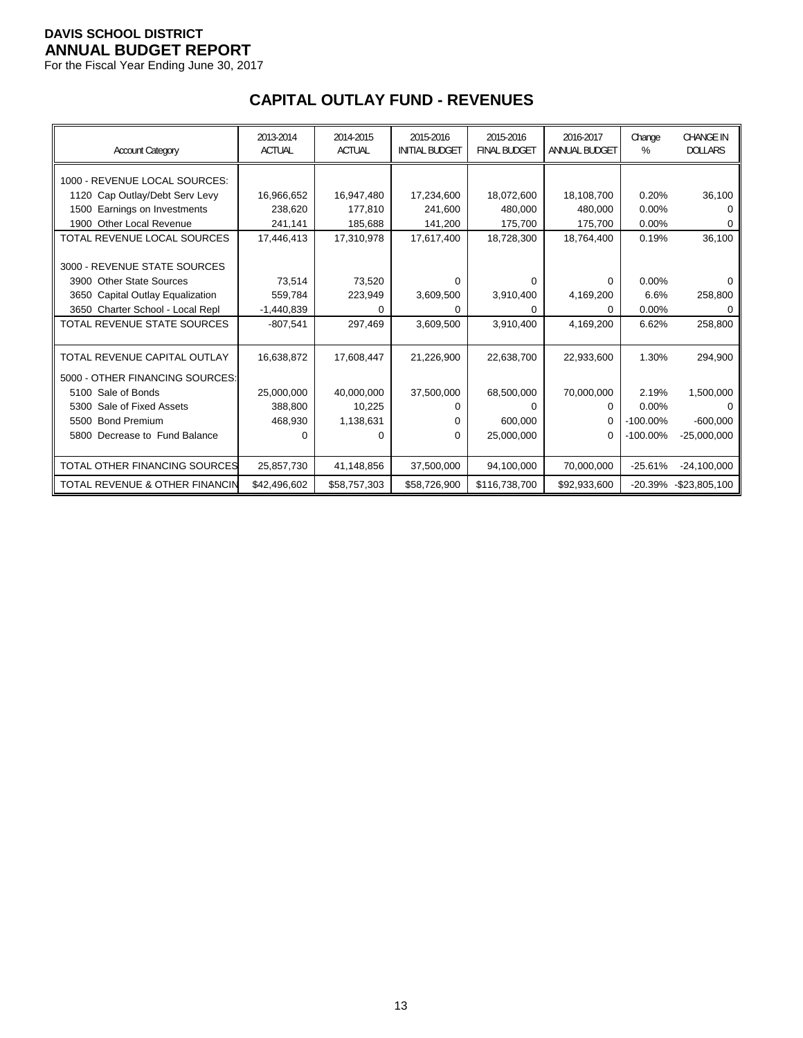**DAVIS SCHOOL DISTRICT**
**ANNUAL BUDGET REPORT**
For the Fiscal Year Ending June 30, 2017

## CAPITAL OUTLAY FUND - REVENUES

| Account Category | 2013-2014 ACTUAL | 2014-2015 ACTUAL | 2015-2016 INITIAL BUDGET | 2015-2016 FINAL BUDGET | 2016-2017 ANNUAL BUDGET | Change % | CHANGE IN DOLLARS |
|---|---|---|---|---|---|---|---|
| 1000 - REVENUE LOCAL SOURCES: | | | | | | | |
| 1120 Cap Outlay/Debt Serv Levy | 16,966,652 | 16,947,480 | 17,234,600 | 18,072,600 | 18,108,700 | 0.20% | 36,100 |
| 1500 Earnings on Investments | 238,620 | 177,810 | 241,600 | 480,000 | 480,000 | 0.00% | 0 |
| 1900 Other Local Revenue | 241,141 | 185,688 | 141,200 | 175,700 | 175,700 | 0.00% | 0 |
| TOTAL REVENUE LOCAL SOURCES | 17,446,413 | 17,310,978 | 17,617,400 | 18,728,300 | 18,764,400 | 0.19% | 36,100 |
| 3000 - REVENUE STATE SOURCES | | | | | | | |
| 3900 Other State Sources | 73,514 | 73,520 | 0 | 0 | 0 | 0.00% | 0 |
| 3650 Capital Outlay Equalization | 559,784 | 223,949 | 3,609,500 | 3,910,400 | 4,169,200 | 6.6% | 258,800 |
| 3650 Charter School - Local Repl | -1,440,839 | 0 | 0 | 0 | 0 | 0.00% | 0 |
| TOTAL REVENUE STATE SOURCES | -807,541 | 297,469 | 3,609,500 | 3,910,400 | 4,169,200 | 6.62% | 258,800 |
| TOTAL REVENUE CAPITAL OUTLAY | 16,638,872 | 17,608,447 | 21,226,900 | 22,638,700 | 22,933,600 | 1.30% | 294,900 |
| 5000 - OTHER FINANCING SOURCES: | | | | | | | |
| 5100 Sale of Bonds | 25,000,000 | 40,000,000 | 37,500,000 | 68,500,000 | 70,000,000 | 2.19% | 1,500,000 |
| 5300 Sale of Fixed Assets | 388,800 | 10,225 | 0 | 0 | 0 | 0.00% | 0 |
| 5500 Bond Premium | 468,930 | 1,138,631 | 0 | 600,000 | 0 | -100.00% | -600,000 |
| 5800 Decrease to Fund Balance | 0 | 0 | 0 | 25,000,000 | 0 | -100.00% | -25,000,000 |
| TOTAL OTHER FINANCING SOURCES | 25,857,730 | 41,148,856 | 37,500,000 | 94,100,000 | 70,000,000 | -25.61% | -24,100,000 |
| TOTAL REVENUE & OTHER FINANCIN | $42,496,602 | $58,757,303 | $58,726,900 | $116,738,700 | $92,933,600 | -20.39% | -$23,805,100 |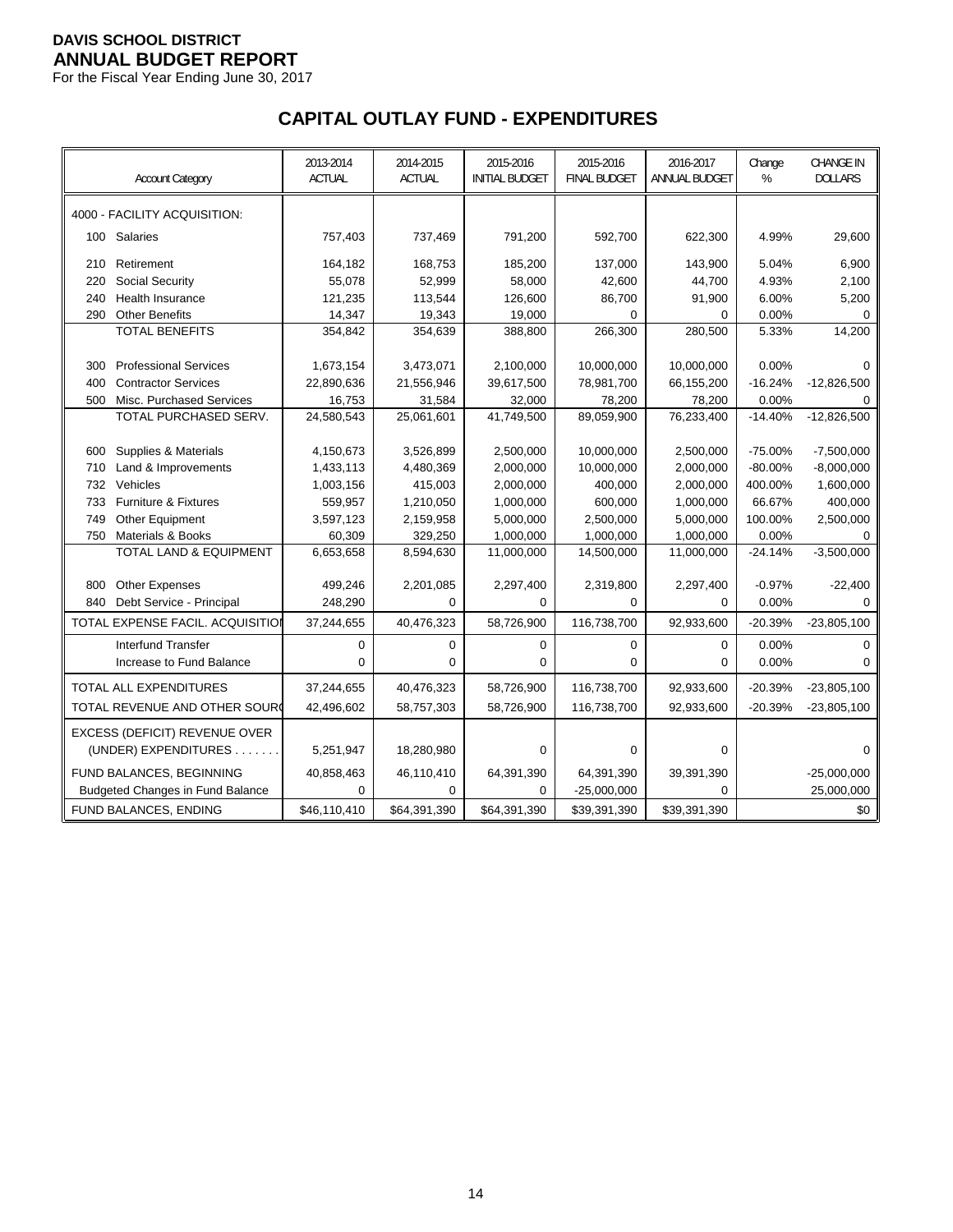**DAVIS SCHOOL DISTRICT**
**ANNUAL BUDGET REPORT**
For the Fiscal Year Ending June 30, 2017

# CAPITAL OUTLAY FUND - EXPENDITURES

| Account Category | 2013-2014 ACTUAL | 2014-2015 ACTUAL | 2015-2016 INITIAL BUDGET | 2015-2016 FINAL BUDGET | 2016-2017 ANNUAL BUDGET | Change % | CHANGE IN DOLLARS |
|---|---|---|---|---|---|---|---|
| 4000 - FACILITY ACQUISITION: | | | | | | | |
| 100 Salaries | 757,403 | 737,469 | 791,200 | 592,700 | 622,300 | 4.99% | 29,600 |
| 210 Retirement | 164,182 | 168,753 | 185,200 | 137,000 | 143,900 | 5.04% | 6,900 |
| 220 Social Security | 55,078 | 52,999 | 58,000 | 42,600 | 44,700 | 4.93% | 2,100 |
| 240 Health Insurance | 121,235 | 113,544 | 126,600 | 86,700 | 91,900 | 6.00% | 5,200 |
| 290 Other Benefits | 14,347 | 19,343 | 19,000 | 0 | 0 | 0.00% | 0 |
| TOTAL BENEFITS | 354,842 | 354,639 | 388,800 | 266,300 | 280,500 | 5.33% | 14,200 |
| 300 Professional Services | 1,673,154 | 3,473,071 | 2,100,000 | 10,000,000 | 10,000,000 | 0.00% | 0 |
| 400 Contractor Services | 22,890,636 | 21,556,946 | 39,617,500 | 78,981,700 | 66,155,200 | -16.24% | -12,826,500 |
| 500 Misc. Purchased Services | 16,753 | 31,584 | 32,000 | 78,200 | 78,200 | 0.00% | 0 |
| TOTAL PURCHASED SERV. | 24,580,543 | 25,061,601 | 41,749,500 | 89,059,900 | 76,233,400 | -14.40% | -12,826,500 |
| 600 Supplies & Materials | 4,150,673 | 3,526,899 | 2,500,000 | 10,000,000 | 2,500,000 | -75.00% | -7,500,000 |
| 710 Land & Improvements | 1,433,113 | 4,480,369 | 2,000,000 | 10,000,000 | 2,000,000 | -80.00% | -8,000,000 |
| 732 Vehicles | 1,003,156 | 415,003 | 2,000,000 | 400,000 | 2,000,000 | 400.00% | 1,600,000 |
| 733 Furniture & Fixtures | 559,957 | 1,210,050 | 1,000,000 | 600,000 | 1,000,000 | 66.67% | 400,000 |
| 749 Other Equipment | 3,597,123 | 2,159,958 | 5,000,000 | 2,500,000 | 5,000,000 | 100.00% | 2,500,000 |
| 750 Materials & Books | 60,309 | 329,250 | 1,000,000 | 1,000,000 | 1,000,000 | 0.00% | 0 |
| TOTAL LAND & EQUIPMENT | 6,653,658 | 8,594,630 | 11,000,000 | 14,500,000 | 11,000,000 | -24.14% | -3,500,000 |
| 800 Other Expenses | 499,246 | 2,201,085 | 2,297,400 | 2,319,800 | 2,297,400 | -0.97% | -22,400 |
| 840 Debt Service - Principal | 248,290 | 0 | 0 | 0 | 0 | 0.00% | 0 |
| TOTAL EXPENSE FACIL. ACQUISITION | 37,244,655 | 40,476,323 | 58,726,900 | 116,738,700 | 92,933,600 | -20.39% | -23,805,100 |
| Interfund Transfer | 0 | 0 | 0 | 0 | 0 | 0.00% | 0 |
| Increase to Fund Balance | 0 | 0 | 0 | 0 | 0 | 0.00% | 0 |
| TOTAL ALL EXPENDITURES | 37,244,655 | 40,476,323 | 58,726,900 | 116,738,700 | 92,933,600 | -20.39% | -23,805,100 |
| TOTAL REVENUE AND OTHER SOURCES | 42,496,602 | 58,757,303 | 58,726,900 | 116,738,700 | 92,933,600 | -20.39% | -23,805,100 |
| EXCESS (DEFICIT) REVENUE OVER (UNDER) EXPENDITURES . . . . . . . | 5,251,947 | 18,280,980 | 0 | 0 | 0 | | 0 |
| FUND BALANCES, BEGINNING | 40,858,463 | 46,110,410 | 64,391,390 | 64,391,390 | 39,391,390 | | -25,000,000 |
| Budgeted Changes in Fund Balance | 0 | 0 | 0 | -25,000,000 | 0 | | 25,000,000 |
| FUND BALANCES, ENDING | $46,110,410 | $64,391,390 | $64,391,390 | $39,391,390 | $39,391,390 | | $0 |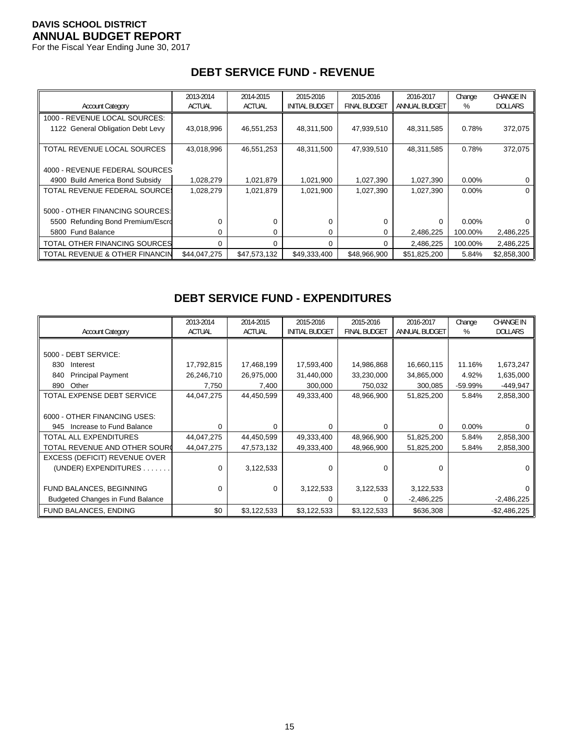**DAVIS SCHOOL DISTRICT**
**ANNUAL BUDGET REPORT**
For the Fiscal Year Ending June 30, 2017

## DEBT SERVICE FUND - REVENUE

| Account Category | 2013-2014 ACTUAL | 2014-2015 ACTUAL | 2015-2016 INITIAL BUDGET | 2015-2016 FINAL BUDGET | 2016-2017 ANNUAL BUDGET | Change % | CHANGE IN DOLLARS |
|---|---|---|---|---|---|---|---|
| 1000 - REVENUE LOCAL SOURCES: | | | | | | | |
| 1122 General Obligation Debt Levy | 43,018,996 | 46,551,253 | 48,311,500 | 47,939,510 | 48,311,585 | 0.78% | 372,075 |
| TOTAL REVENUE LOCAL SOURCES | 43,018,996 | 46,551,253 | 48,311,500 | 47,939,510 | 48,311,585 | 0.78% | 372,075 |
| 4000 - REVENUE FEDERAL SOURCES | | | | | | | |
| 4900 Build America Bond Subsidy | 1,028,279 | 1,021,879 | 1,021,900 | 1,027,390 | 1,027,390 | 0.00% | 0 |
| TOTAL REVENUE FEDERAL SOURCES | 1,028,279 | 1,021,879 | 1,021,900 | 1,027,390 | 1,027,390 | 0.00% | 0 |
| 5000 - OTHER FINANCING SOURCES: | | | | | | | |
| 5500 Refunding Bond Premium/Escro | 0 | 0 | 0 | 0 | 0 | 0.00% | 0 |
| 5800 Fund Balance | 0 | 0 | 0 | 0 | 2,486,225 | 100.00% | 2,486,225 |
| TOTAL OTHER FINANCING SOURCES | 0 | 0 | 0 | 0 | 2,486,225 | 100.00% | 2,486,225 |
| TOTAL REVENUE & OTHER FINANCIN | $44,047,275 | $47,573,132 | $49,333,400 | $48,966,900 | $51,825,200 | 5.84% | $2,858,300 |

## DEBT SERVICE FUND - EXPENDITURES

| Account Category | 2013-2014 ACTUAL | 2014-2015 ACTUAL | 2015-2016 INITIAL BUDGET | 2015-2016 FINAL BUDGET | 2016-2017 ANNUAL BUDGET | Change % | CHANGE IN DOLLARS |
|---|---|---|---|---|---|---|---|
| 5000 - DEBT SERVICE: | | | | | | | |
| 830 Interest | 17,792,815 | 17,468,199 | 17,593,400 | 14,986,868 | 16,660,115 | 11.16% | 1,673,247 |
| 840 Principal Payment | 26,246,710 | 26,975,000 | 31,440,000 | 33,230,000 | 34,865,000 | 4.92% | 1,635,000 |
| 890 Other | 7,750 | 7,400 | 300,000 | 750,032 | 300,085 | -59.99% | -449,947 |
| TOTAL EXPENSE DEBT SERVICE | 44,047,275 | 44,450,599 | 49,333,400 | 48,966,900 | 51,825,200 | 5.84% | 2,858,300 |
| 6000 - OTHER FINANCING USES: | | | | | | | |
| 945 Increase to Fund Balance | 0 | 0 | 0 | 0 | 0 | 0.00% | 0 |
| TOTAL ALL EXPENDITURES | 44,047,275 | 44,450,599 | 49,333,400 | 48,966,900 | 51,825,200 | 5.84% | 2,858,300 |
| TOTAL REVENUE AND OTHER SOURC | 44,047,275 | 47,573,132 | 49,333,400 | 48,966,900 | 51,825,200 | 5.84% | 2,858,300 |
| EXCESS (DEFICIT) REVENUE OVER (UNDER) EXPENDITURES . . . . . . . | 0 | 3,122,533 | 0 | 0 | 0 | | 0 |
| FUND BALANCES, BEGINNING | 0 | 0 | 3,122,533 | 3,122,533 | 3,122,533 | | 0 |
| Budgeted Changes in Fund Balance | | | 0 | 0 | -2,486,225 | | -2,486,225 |
| FUND BALANCES, ENDING | $0 | $3,122,533 | $3,122,533 | $3,122,533 | $636,308 | | -$2,486,225 |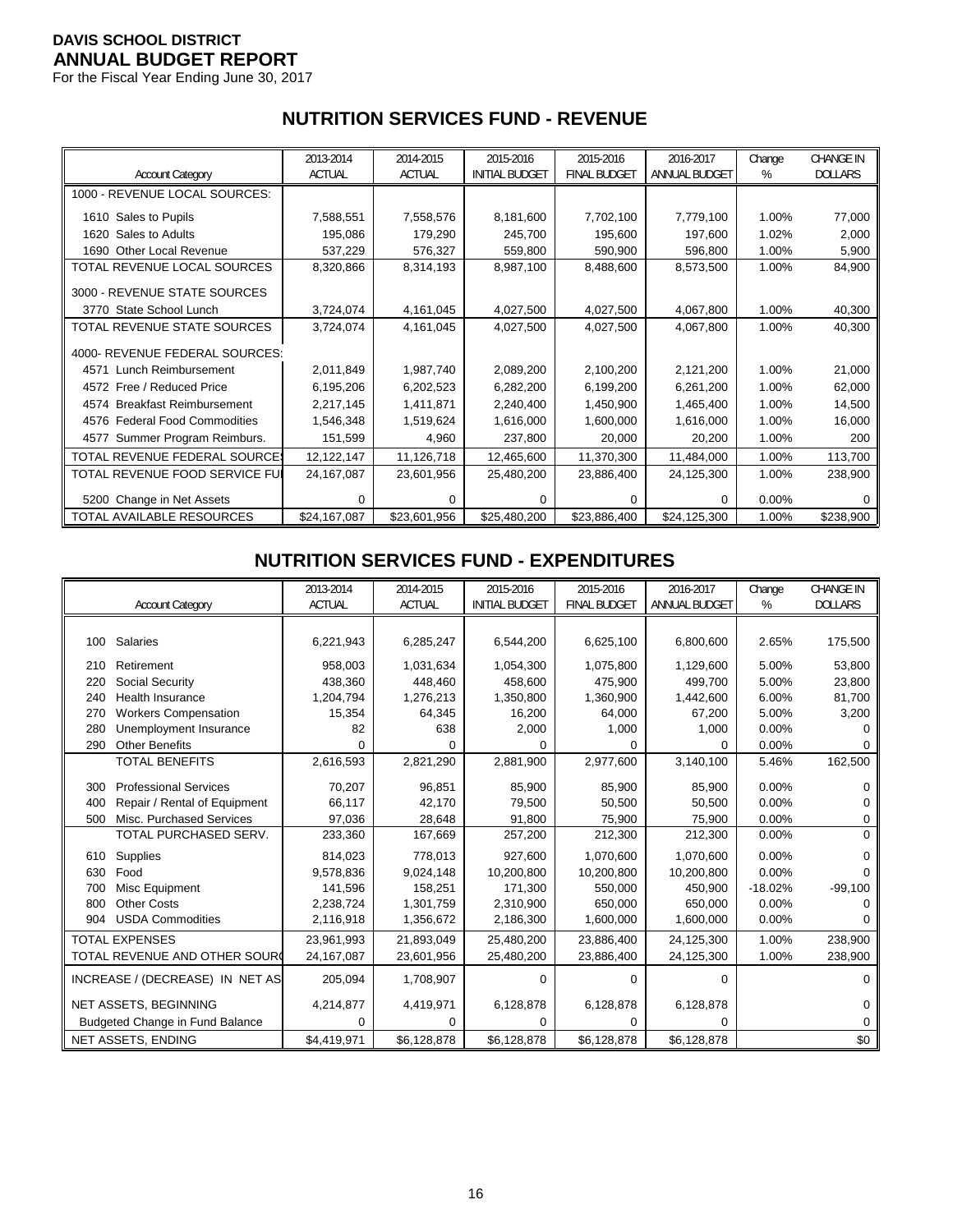**DAVIS SCHOOL DISTRICT**
**ANNUAL BUDGET REPORT**
For the Fiscal Year Ending June 30, 2017

## NUTRITION SERVICES FUND - REVENUE

| Account Category | 2013-2014 ACTUAL | 2014-2015 ACTUAL | 2015-2016 INITIAL BUDGET | 2015-2016 FINAL BUDGET | 2016-2017 ANNUAL BUDGET | Change % | CHANGE IN DOLLARS |
|---|---|---|---|---|---|---|---|
| 1000 - REVENUE LOCAL SOURCES: | | | | | | | |
| 1610 Sales to Pupils | 7,588,551 | 7,558,576 | 8,181,600 | 7,702,100 | 7,779,100 | 1.00% | 77,000 |
| 1620 Sales to Adults | 195,086 | 179,290 | 245,700 | 195,600 | 197,600 | 1.02% | 2,000 |
| 1690 Other Local Revenue | 537,229 | 576,327 | 559,800 | 590,900 | 596,800 | 1.00% | 5,900 |
| TOTAL REVENUE LOCAL SOURCES | 8,320,866 | 8,314,193 | 8,987,100 | 8,488,600 | 8,573,500 | 1.00% | 84,900 |
| 3000 - REVENUE STATE SOURCES | | | | | | | |
| 3770 State School Lunch | 3,724,074 | 4,161,045 | 4,027,500 | 4,027,500 | 4,067,800 | 1.00% | 40,300 |
| TOTAL REVENUE STATE SOURCES | 3,724,074 | 4,161,045 | 4,027,500 | 4,027,500 | 4,067,800 | 1.00% | 40,300 |
| 4000- REVENUE FEDERAL SOURCES: | | | | | | | |
| 4571 Lunch Reimbursement | 2,011,849 | 1,987,740 | 2,089,200 | 2,100,200 | 2,121,200 | 1.00% | 21,000 |
| 4572 Free / Reduced Price | 6,195,206 | 6,202,523 | 6,282,200 | 6,199,200 | 6,261,200 | 1.00% | 62,000 |
| 4574 Breakfast Reimbursement | 2,217,145 | 1,411,871 | 2,240,400 | 1,450,900 | 1,465,400 | 1.00% | 14,500 |
| 4576 Federal Food Commodities | 1,546,348 | 1,519,624 | 1,616,000 | 1,600,000 | 1,616,000 | 1.00% | 16,000 |
| 4577 Summer Program Reimburs. | 151,599 | 4,960 | 237,800 | 20,000 | 20,200 | 1.00% | 200 |
| TOTAL REVENUE FEDERAL SOURCES | 12,122,147 | 11,126,718 | 12,465,600 | 11,370,300 | 11,484,000 | 1.00% | 113,700 |
| TOTAL REVENUE FOOD SERVICE FUND | 24,167,087 | 23,601,956 | 25,480,200 | 23,886,400 | 24,125,300 | 1.00% | 238,900 |
| 5200 Change in Net Assets | 0 | 0 | 0 | 0 | 0 | 0.00% | 0 |
| TOTAL AVAILABLE RESOURCES | $24,167,087 | $23,601,956 | $25,480,200 | $23,886,400 | $24,125,300 | 1.00% | $238,900 |

## NUTRITION SERVICES FUND - EXPENDITURES

| Account Category | 2013-2014 ACTUAL | 2014-2015 ACTUAL | 2015-2016 INITIAL BUDGET | 2015-2016 FINAL BUDGET | 2016-2017 ANNUAL BUDGET | Change % | CHANGE IN DOLLARS |
|---|---|---|---|---|---|---|---|
| 100 Salaries | 6,221,943 | 6,285,247 | 6,544,200 | 6,625,100 | 6,800,600 | 2.65% | 175,500 |
| 210 Retirement | 958,003 | 1,031,634 | 1,054,300 | 1,075,800 | 1,129,600 | 5.00% | 53,800 |
| 220 Social Security | 438,360 | 448,460 | 458,600 | 475,900 | 499,700 | 5.00% | 23,800 |
| 240 Health Insurance | 1,204,794 | 1,276,213 | 1,350,800 | 1,360,900 | 1,442,600 | 6.00% | 81,700 |
| 270 Workers Compensation | 15,354 | 64,345 | 16,200 | 64,000 | 67,200 | 5.00% | 3,200 |
| 280 Unemployment Insurance | 82 | 638 | 2,000 | 1,000 | 1,000 | 0.00% | 0 |
| 290 Other Benefits | 0 | 0 | 0 | 0 | 0 | 0.00% | 0 |
| TOTAL BENEFITS | 2,616,593 | 2,821,290 | 2,881,900 | 2,977,600 | 3,140,100 | 5.46% | 162,500 |
| 300 Professional Services | 70,207 | 96,851 | 85,900 | 85,900 | 85,900 | 0.00% | 0 |
| 400 Repair / Rental of Equipment | 66,117 | 42,170 | 79,500 | 50,500 | 50,500 | 0.00% | 0 |
| 500 Misc. Purchased Services | 97,036 | 28,648 | 91,800 | 75,900 | 75,900 | 0.00% | 0 |
| TOTAL PURCHASED SERV. | 233,360 | 167,669 | 257,200 | 212,300 | 212,300 | 0.00% | 0 |
| 610 Supplies | 814,023 | 778,013 | 927,600 | 1,070,600 | 1,070,600 | 0.00% | 0 |
| 630 Food | 9,578,836 | 9,024,148 | 10,200,800 | 10,200,800 | 10,200,800 | 0.00% | 0 |
| 700 Misc Equipment | 141,596 | 158,251 | 171,300 | 550,000 | 450,900 | -18.02% | -99,100 |
| 800 Other Costs | 2,238,724 | 1,301,759 | 2,310,900 | 650,000 | 650,000 | 0.00% | 0 |
| 904 USDA Commodities | 2,116,918 | 1,356,672 | 2,186,300 | 1,600,000 | 1,600,000 | 0.00% | 0 |
| TOTAL EXPENSES | 23,961,993 | 21,893,049 | 25,480,200 | 23,886,400 | 24,125,300 | 1.00% | 238,900 |
| TOTAL REVENUE AND OTHER SOURCES | 24,167,087 | 23,601,956 | 25,480,200 | 23,886,400 | 24,125,300 | 1.00% | 238,900 |
| INCREASE / (DECREASE) IN NET ASSETS | 205,094 | 1,708,907 | 0 | 0 | 0 | | 0 |
| NET ASSETS, BEGINNING | 4,214,877 | 4,419,971 | 6,128,878 | 6,128,878 | 6,128,878 | | 0 |
| Budgeted Change in Fund Balance | 0 | 0 | 0 | 0 | 0 | | 0 |
| NET ASSETS, ENDING | $4,419,971 | $6,128,878 | $6,128,878 | $6,128,878 | $6,128,878 | | $0 |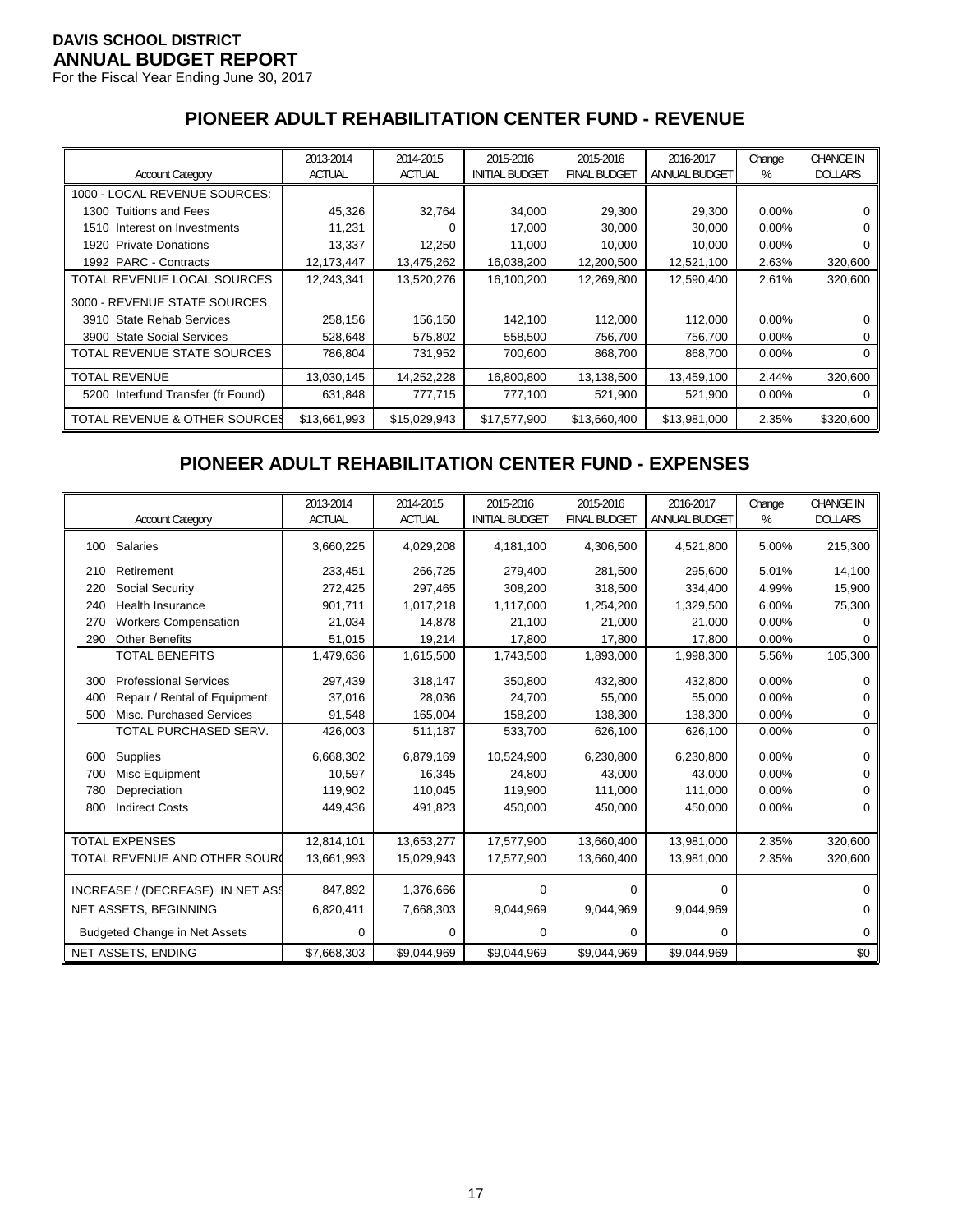**DAVIS SCHOOL DISTRICT**
**ANNUAL BUDGET REPORT**
For the Fiscal Year Ending June 30, 2017

## PIONEER ADULT REHABILITATION CENTER FUND - REVENUE

| Account Category | 2013-2014 ACTUAL | 2014-2015 ACTUAL | 2015-2016 INITIAL BUDGET | 2015-2016 FINAL BUDGET | 2016-2017 ANNUAL BUDGET | Change % | CHANGE IN DOLLARS |
|---|---|---|---|---|---|---|---|
| 1000 - LOCAL REVENUE SOURCES: | | | | | | | |
| 1300 Tuitions and Fees | 45,326 | 32,764 | 34,000 | 29,300 | 29,300 | 0.00% | 0 |
| 1510 Interest on Investments | 11,231 | 0 | 17,000 | 30,000 | 30,000 | 0.00% | 0 |
| 1920 Private Donations | 13,337 | 12,250 | 11,000 | 10,000 | 10,000 | 0.00% | 0 |
| 1992 PARC - Contracts | 12,173,447 | 13,475,262 | 16,038,200 | 12,200,500 | 12,521,100 | 2.63% | 320,600 |
| TOTAL REVENUE LOCAL SOURCES | 12,243,341 | 13,520,276 | 16,100,200 | 12,269,800 | 12,590,400 | 2.61% | 320,600 |
| 3000 - REVENUE STATE SOURCES | | | | | | | |
| 3910 State Rehab Services | 258,156 | 156,150 | 142,100 | 112,000 | 112,000 | 0.00% | 0 |
| 3900 State Social Services | 528,648 | 575,802 | 558,500 | 756,700 | 756,700 | 0.00% | 0 |
| TOTAL REVENUE STATE SOURCES | 786,804 | 731,952 | 700,600 | 868,700 | 868,700 | 0.00% | 0 |
| TOTAL REVENUE | 13,030,145 | 14,252,228 | 16,800,800 | 13,138,500 | 13,459,100 | 2.44% | 320,600 |
| 5200 Interfund Transfer (fr Found) | 631,848 | 777,715 | 777,100 | 521,900 | 521,900 | 0.00% | 0 |
| TOTAL REVENUE & OTHER SOURCES | $13,661,993 | $15,029,943 | $17,577,900 | $13,660,400 | $13,981,000 | 2.35% | $320,600 |

## PIONEER ADULT REHABILITATION CENTER FUND - EXPENSES

| Account Category | 2013-2014 ACTUAL | 2014-2015 ACTUAL | 2015-2016 INITIAL BUDGET | 2015-2016 FINAL BUDGET | 2016-2017 ANNUAL BUDGET | Change % | CHANGE IN DOLLARS |
|---|---|---|---|---|---|---|---|
| 100 Salaries | 3,660,225 | 4,029,208 | 4,181,100 | 4,306,500 | 4,521,800 | 5.00% | 215,300 |
| 210 Retirement | 233,451 | 266,725 | 279,400 | 281,500 | 295,600 | 5.01% | 14,100 |
| 220 Social Security | 272,425 | 297,465 | 308,200 | 318,500 | 334,400 | 4.99% | 15,900 |
| 240 Health Insurance | 901,711 | 1,017,218 | 1,117,000 | 1,254,200 | 1,329,500 | 6.00% | 75,300 |
| 270 Workers Compensation | 21,034 | 14,878 | 21,100 | 21,000 | 21,000 | 0.00% | 0 |
| 290 Other Benefits | 51,015 | 19,214 | 17,800 | 17,800 | 17,800 | 0.00% | 0 |
| TOTAL BENEFITS | 1,479,636 | 1,615,500 | 1,743,500 | 1,893,000 | 1,998,300 | 5.56% | 105,300 |
| 300 Professional Services | 297,439 | 318,147 | 350,800 | 432,800 | 432,800 | 0.00% | 0 |
| 400 Repair / Rental of Equipment | 37,016 | 28,036 | 24,700 | 55,000 | 55,000 | 0.00% | 0 |
| 500 Misc. Purchased Services | 91,548 | 165,004 | 158,200 | 138,300 | 138,300 | 0.00% | 0 |
| TOTAL PURCHASED SERV. | 426,003 | 511,187 | 533,700 | 626,100 | 626,100 | 0.00% | 0 |
| 600 Supplies | 6,668,302 | 6,879,169 | 10,524,900 | 6,230,800 | 6,230,800 | 0.00% | 0 |
| 700 Misc Equipment | 10,597 | 16,345 | 24,800 | 43,000 | 43,000 | 0.00% | 0 |
| 780 Depreciation | 119,902 | 110,045 | 119,900 | 111,000 | 111,000 | 0.00% | 0 |
| 800 Indirect Costs | 449,436 | 491,823 | 450,000 | 450,000 | 450,000 | 0.00% | 0 |
| TOTAL EXPENSES | 12,814,101 | 13,653,277 | 17,577,900 | 13,660,400 | 13,981,000 | 2.35% | 320,600 |
| TOTAL REVENUE AND OTHER SOURC | 13,661,993 | 15,029,943 | 17,577,900 | 13,660,400 | 13,981,000 | 2.35% | 320,600 |
| INCREASE / (DECREASE) IN NET ASS | 847,892 | 1,376,666 | 0 | 0 | 0 | | 0 |
| NET ASSETS, BEGINNING | 6,820,411 | 7,668,303 | 9,044,969 | 9,044,969 | 9,044,969 | | 0 |
| Budgeted Change in Net Assets | 0 | 0 | 0 | 0 | 0 | | 0 |
| NET ASSETS, ENDING | $7,668,303 | $9,044,969 | $9,044,969 | $9,044,969 | $9,044,969 | | $0 |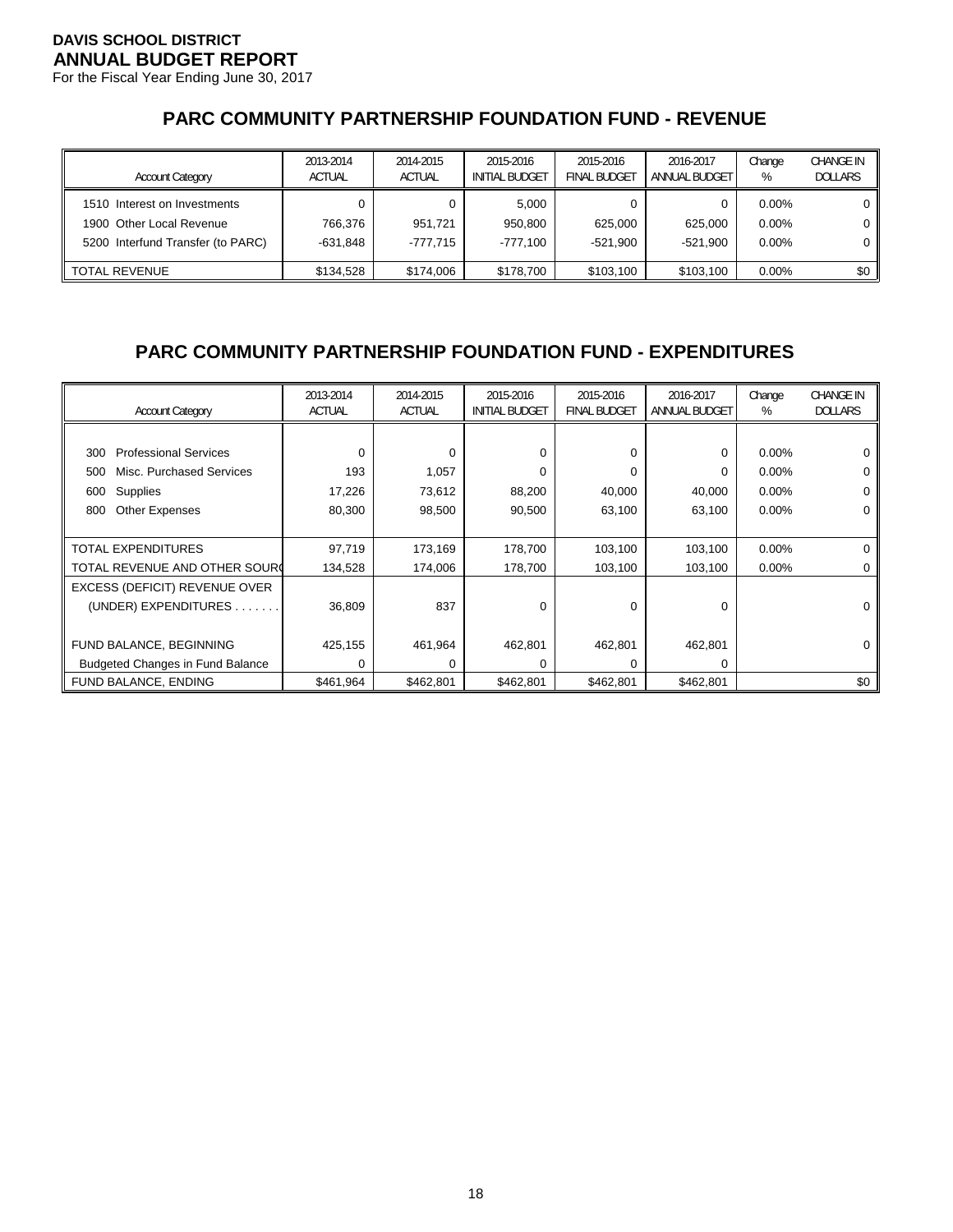**DAVIS SCHOOL DISTRICT**
**ANNUAL BUDGET REPORT**
For the Fiscal Year Ending June 30, 2017

## PARC COMMUNITY PARTNERSHIP FOUNDATION FUND - REVENUE

| Account Category | 2013-2014 ACTUAL | 2014-2015 ACTUAL | 2015-2016 INITIAL BUDGET | 2015-2016 FINAL BUDGET | 2016-2017 ANNUAL BUDGET | Change % | CHANGE IN DOLLARS |
|---|---|---|---|---|---|---|---|
| 1510 Interest on Investments | 0 | 0 | 5,000 | 0 | 0 | 0.00% | 0 |
| 1900 Other Local Revenue | 766,376 | 951,721 | 950,800 | 625,000 | 625,000 | 0.00% | 0 |
| 5200 Interfund Transfer (to PARC) | -631,848 | -777,715 | -777,100 | -521,900 | -521,900 | 0.00% | 0 |
| TOTAL REVENUE | $134,528 | $174,006 | $178,700 | $103,100 | $103,100 | 0.00% | $0 |

## PARC COMMUNITY PARTNERSHIP FOUNDATION FUND - EXPENDITURES

| Account Category | 2013-2014 ACTUAL | 2014-2015 ACTUAL | 2015-2016 INITIAL BUDGET | 2015-2016 FINAL BUDGET | 2016-2017 ANNUAL BUDGET | Change % | CHANGE IN DOLLARS |
|---|---|---|---|---|---|---|---|
| 300 Professional Services | 0 | 0 | 0 | 0 | 0 | 0.00% | 0 |
| 500 Misc. Purchased Services | 193 | 1,057 | 0 | 0 | 0 | 0.00% | 0 |
| 600 Supplies | 17,226 | 73,612 | 88,200 | 40,000 | 40,000 | 0.00% | 0 |
| 800 Other Expenses | 80,300 | 98,500 | 90,500 | 63,100 | 63,100 | 0.00% | 0 |
| TOTAL EXPENDITURES | 97,719 | 173,169 | 178,700 | 103,100 | 103,100 | 0.00% | 0 |
| TOTAL REVENUE AND OTHER SOURC | 134,528 | 174,006 | 178,700 | 103,100 | 103,100 | 0.00% | 0 |
| EXCESS (DEFICIT) REVENUE OVER (UNDER) EXPENDITURES . . . . . . . | 36,809 | 837 | 0 | 0 | 0 | | 0 |
| FUND BALANCE, BEGINNING | 425,155 | 461,964 | 462,801 | 462,801 | 462,801 | | 0 |
| Budgeted Changes in Fund Balance | 0 | 0 | 0 | 0 | 0 | | |
| FUND BALANCE, ENDING | $461,964 | $462,801 | $462,801 | $462,801 | $462,801 | | $0 |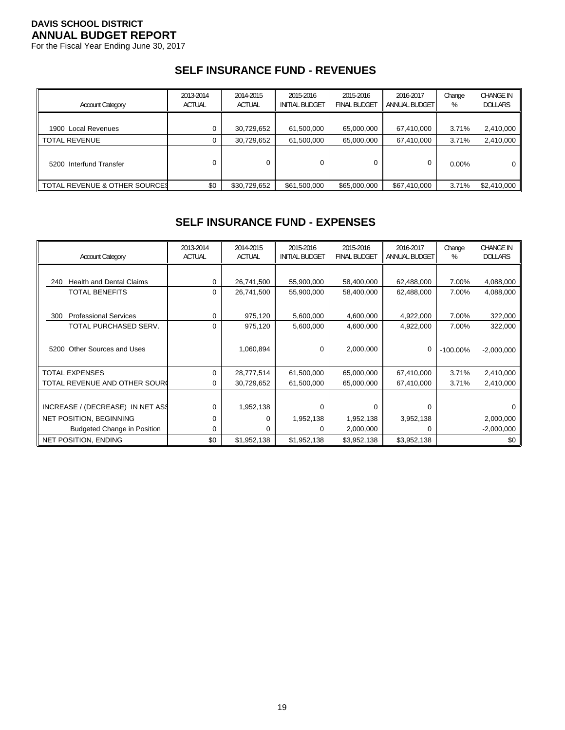**DAVIS SCHOOL DISTRICT**
**ANNUAL BUDGET REPORT**
For the Fiscal Year Ending June 30, 2017

## SELF INSURANCE FUND - REVENUES

| Account Category | 2013-2014 ACTUAL | 2014-2015 ACTUAL | 2015-2016 INITIAL BUDGET | 2015-2016 FINAL BUDGET | 2016-2017 ANNUAL BUDGET | Change % | CHANGE IN DOLLARS |
|---|---|---|---|---|---|---|---|
| 1900 Local Revenues | 0 | 30,729,652 | 61,500,000 | 65,000,000 | 67,410,000 | 3.71% | 2,410,000 |
| TOTAL REVENUE | 0 | 30,729,652 | 61,500,000 | 65,000,000 | 67,410,000 | 3.71% | 2,410,000 |
| 5200 Interfund Transfer | 0 | 0 | 0 | 0 | 0 | 0.00% | 0 |
| TOTAL REVENUE & OTHER SOURCES | $0 | $30,729,652 | $61,500,000 | $65,000,000 | $67,410,000 | 3.71% | $2,410,000 |

## SELF INSURANCE FUND - EXPENSES

| Account Category | 2013-2014 ACTUAL | 2014-2015 ACTUAL | 2015-2016 INITIAL BUDGET | 2015-2016 FINAL BUDGET | 2016-2017 ANNUAL BUDGET | Change % | CHANGE IN DOLLARS |
|---|---|---|---|---|---|---|---|
| 240 Health and Dental Claims | 0 | 26,741,500 | 55,900,000 | 58,400,000 | 62,488,000 | 7.00% | 4,088,000 |
| TOTAL BENEFITS | 0 | 26,741,500 | 55,900,000 | 58,400,000 | 62,488,000 | 7.00% | 4,088,000 |
| 300 Professional Services | 0 | 975,120 | 5,600,000 | 4,600,000 | 4,922,000 | 7.00% | 322,000 |
| TOTAL PURCHASED SERV. | 0 | 975,120 | 5,600,000 | 4,600,000 | 4,922,000 | 7.00% | 322,000 |
| 5200 Other Sources and Uses | | 1,060,894 | 0 | 2,000,000 | 0 | -100.00% | -2,000,000 |
| TOTAL EXPENSES | 0 | 28,777,514 | 61,500,000 | 65,000,000 | 67,410,000 | 3.71% | 2,410,000 |
| TOTAL REVENUE AND OTHER SOURCES | 0 | 30,729,652 | 61,500,000 | 65,000,000 | 67,410,000 | 3.71% | 2,410,000 |
| INCREASE / (DECREASE) IN NET ASSETS | 0 | 1,952,138 | 0 | 0 | 0 | | 0 |
| NET POSITION, BEGINNING | 0 | 0 | 1,952,138 | 1,952,138 | 3,952,138 | | 2,000,000 |
| Budgeted Change in Position | 0 | 0 | 0 | 2,000,000 | 0 | | -2,000,000 |
| NET POSITION, ENDING | $0 | $1,952,138 | $1,952,138 | $3,952,138 | $3,952,138 | | $0 |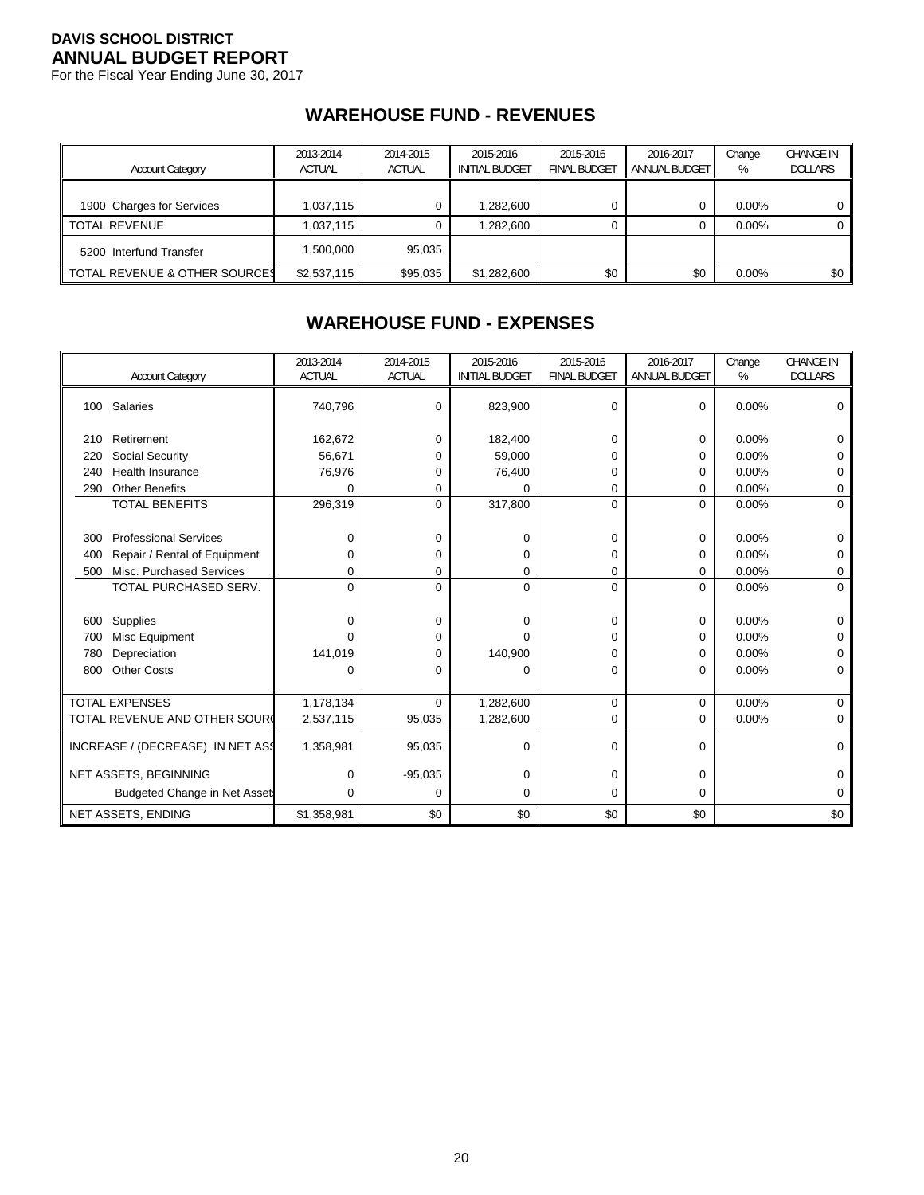**DAVIS SCHOOL DISTRICT**
**ANNUAL BUDGET REPORT**
For the Fiscal Year Ending June 30, 2017

## WAREHOUSE FUND - REVENUES

| Account Category | 2013-2014 ACTUAL | 2014-2015 ACTUAL | 2015-2016 INITIAL BUDGET | 2015-2016 FINAL BUDGET | 2016-2017 ANNUAL BUDGET | Change % | CHANGE IN DOLLARS |
|---|---|---|---|---|---|---|---|
| 1900 Charges for Services | 1,037,115 | 0 | 1,282,600 | 0 | 0 | 0.00% | 0 |
| TOTAL REVENUE | 1,037,115 | 0 | 1,282,600 | 0 | 0 | 0.00% | 0 |
| 5200 Interfund Transfer | 1,500,000 | 95,035 | | | | | |
| TOTAL REVENUE & OTHER SOURCES | $2,537,115 | $95,035 | $1,282,600 | $0 | $0 | 0.00% | $0 |

## WAREHOUSE FUND - EXPENSES

| Account Category | 2013-2014 ACTUAL | 2014-2015 ACTUAL | 2015-2016 INITIAL BUDGET | 2015-2016 FINAL BUDGET | 2016-2017 ANNUAL BUDGET | Change % | CHANGE IN DOLLARS |
|---|---|---|---|---|---|---|---|
| 100 Salaries | 740,796 | 0 | 823,900 | 0 | 0 | 0.00% | 0 |
| 210 Retirement | 162,672 | 0 | 182,400 | 0 | 0 | 0.00% | 0 |
| 220 Social Security | 56,671 | 0 | 59,000 | 0 | 0 | 0.00% | 0 |
| 240 Health Insurance | 76,976 | 0 | 76,400 | 0 | 0 | 0.00% | 0 |
| 290 Other Benefits | 0 | 0 | 0 | 0 | 0 | 0.00% | 0 |
| TOTAL BENEFITS | 296,319 | 0 | 317,800 | 0 | 0 | 0.00% | 0 |
| 300 Professional Services | 0 | 0 | 0 | 0 | 0 | 0.00% | 0 |
| 400 Repair / Rental of Equipment | 0 | 0 | 0 | 0 | 0 | 0.00% | 0 |
| 500 Misc. Purchased Services | 0 | 0 | 0 | 0 | 0 | 0.00% | 0 |
| TOTAL PURCHASED SERV. | 0 | 0 | 0 | 0 | 0 | 0.00% | 0 |
| 600 Supplies | 0 | 0 | 0 | 0 | 0 | 0.00% | 0 |
| 700 Misc Equipment | 0 | 0 | 0 | 0 | 0 | 0.00% | 0 |
| 780 Depreciation | 141,019 | 0 | 140,900 | 0 | 0 | 0.00% | 0 |
| 800 Other Costs | 0 | 0 | 0 | 0 | 0 | 0.00% | 0 |
| TOTAL EXPENSES | 1,178,134 | 0 | 1,282,600 | 0 | 0 | 0.00% | 0 |
| TOTAL REVENUE AND OTHER SOURC | 2,537,115 | 95,035 | 1,282,600 | 0 | 0 | 0.00% | 0 |
| INCREASE / (DECREASE) IN NET ASS | 1,358,981 | 95,035 | 0 | 0 | 0 | | 0 |
| NET ASSETS, BEGINNING | 0 | -95,035 | 0 | 0 | 0 | | 0 |
| Budgeted Change in Net Assets | 0 | 0 | 0 | 0 | 0 | | 0 |
| NET ASSETS, ENDING | $1,358,981 | $0 | $0 | $0 | $0 | | $0 |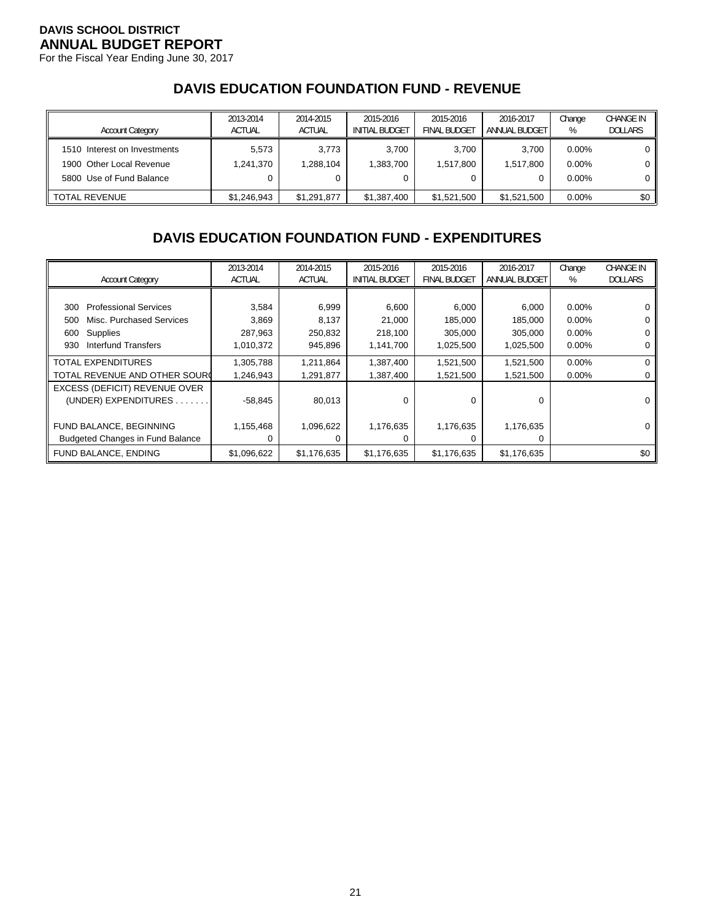**DAVIS SCHOOL DISTRICT**
**ANNUAL BUDGET REPORT**
For the Fiscal Year Ending June 30, 2017

## DAVIS EDUCATION FOUNDATION FUND - REVENUE

| Account Category | 2013-2014 ACTUAL | 2014-2015 ACTUAL | 2015-2016 INITIAL BUDGET | 2015-2016 FINAL BUDGET | 2016-2017 ANNUAL BUDGET | Change % | CHANGE IN DOLLARS |
|---|---|---|---|---|---|---|---|
| 1510 Interest on Investments | 5,573 | 3,773 | 3,700 | 3,700 | 3,700 | 0.00% | 0 |
| 1900 Other Local Revenue | 1,241,370 | 1,288,104 | 1,383,700 | 1,517,800 | 1,517,800 | 0.00% | 0 |
| 5800 Use of Fund Balance | 0 | 0 | 0 | 0 | 0 | 0.00% | 0 |
| TOTAL REVENUE | $1,246,943 | $1,291,877 | $1,387,400 | $1,521,500 | $1,521,500 | 0.00% | $0 |

## DAVIS EDUCATION FOUNDATION FUND - EXPENDITURES

| Account Category | 2013-2014 ACTUAL | 2014-2015 ACTUAL | 2015-2016 INITIAL BUDGET | 2015-2016 FINAL BUDGET | 2016-2017 ANNUAL BUDGET | Change % | CHANGE IN DOLLARS |
|---|---|---|---|---|---|---|---|
| 300 Professional Services | 3,584 | 6,999 | 6,600 | 6,000 | 6,000 | 0.00% | 0 |
| 500 Misc. Purchased Services | 3,869 | 8,137 | 21,000 | 185,000 | 185,000 | 0.00% | 0 |
| 600 Supplies | 287,963 | 250,832 | 218,100 | 305,000 | 305,000 | 0.00% | 0 |
| 930 Interfund Transfers | 1,010,372 | 945,896 | 1,141,700 | 1,025,500 | 1,025,500 | 0.00% | 0 |
| TOTAL EXPENDITURES | 1,305,788 | 1,211,864 | 1,387,400 | 1,521,500 | 1,521,500 | 0.00% | 0 |
| TOTAL REVENUE AND OTHER SOURC | 1,246,943 | 1,291,877 | 1,387,400 | 1,521,500 | 1,521,500 | 0.00% | 0 |
| EXCESS (DEFICIT) REVENUE OVER (UNDER) EXPENDITURES . . . . . . . | -58,845 | 80,013 | 0 | 0 | 0 | | 0 |
| FUND BALANCE, BEGINNING | 1,155,468 | 1,096,622 | 1,176,635 | 1,176,635 | 1,176,635 | | 0 |
| Budgeted Changes in Fund Balance | 0 | 0 | 0 | 0 | 0 | | |
| FUND BALANCE, ENDING | $1,096,622 | $1,176,635 | $1,176,635 | $1,176,635 | $1,176,635 | | $0 |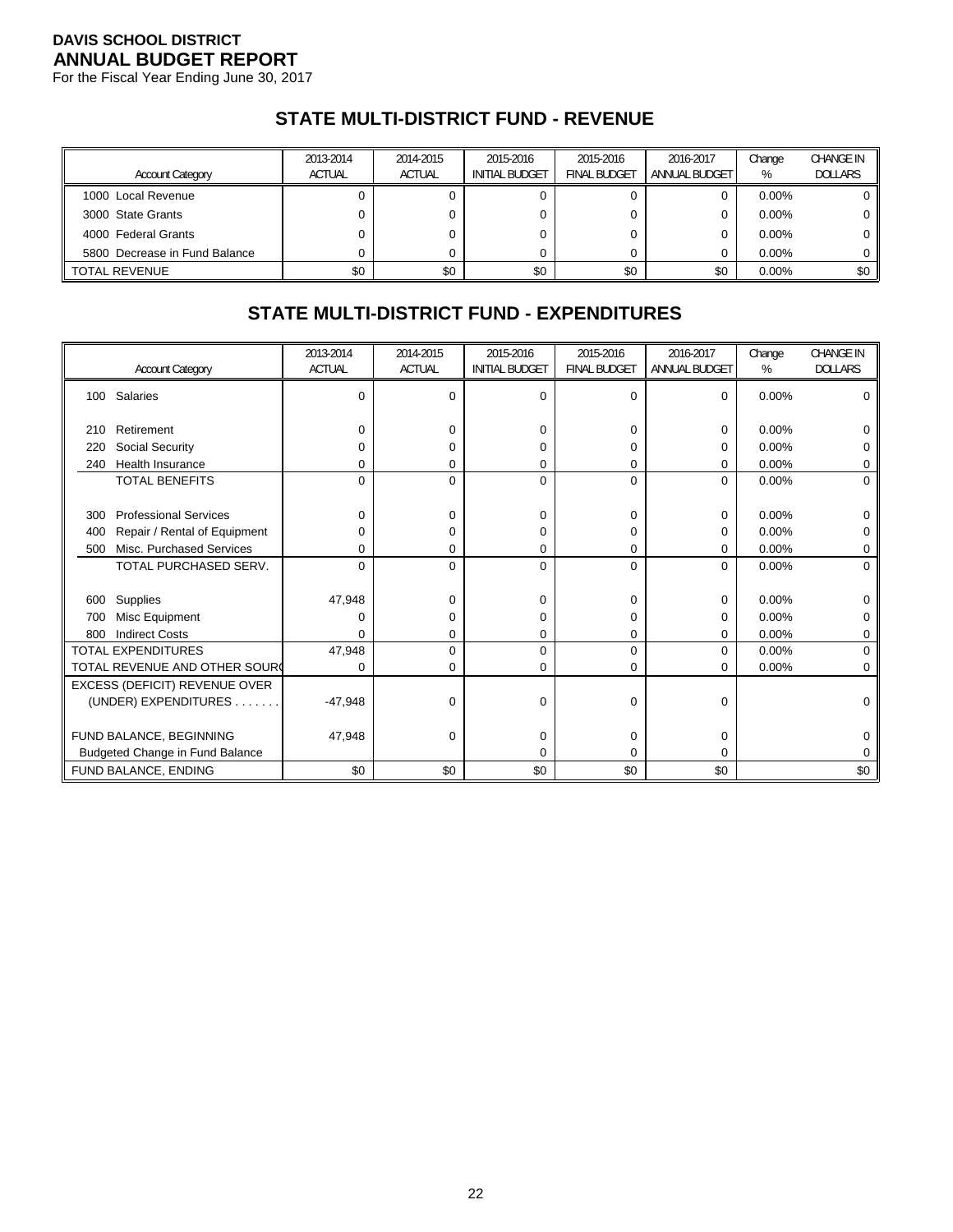**DAVIS SCHOOL DISTRICT**
**ANNUAL BUDGET REPORT**
For the Fiscal Year Ending June 30, 2017

## STATE MULTI-DISTRICT FUND - REVENUE

| Account Category | 2013-2014 ACTUAL | 2014-2015 ACTUAL | 2015-2016 INITIAL BUDGET | 2015-2016 FINAL BUDGET | 2016-2017 ANNUAL BUDGET | Change % | CHANGE IN DOLLARS |
|---|---|---|---|---|---|---|---|
| 1000 Local Revenue | 0 | 0 | 0 | 0 | 0 | 0.00% | 0 |
| 3000 State Grants | 0 | 0 | 0 | 0 | 0 | 0.00% | 0 |
| 4000 Federal Grants | 0 | 0 | 0 | 0 | 0 | 0.00% | 0 |
| 5800 Decrease in Fund Balance | 0 | 0 | 0 | 0 | 0 | 0.00% | 0 |
| TOTAL REVENUE | $0 | $0 | $0 | $0 | $0 | 0.00% | $0 |

## STATE MULTI-DISTRICT FUND - EXPENDITURES

| Account Category | 2013-2014 ACTUAL | 2014-2015 ACTUAL | 2015-2016 INITIAL BUDGET | 2015-2016 FINAL BUDGET | 2016-2017 ANNUAL BUDGET | Change % | CHANGE IN DOLLARS |
|---|---|---|---|---|---|---|---|
| 100 Salaries | 0 | 0 | 0 | 0 | 0 | 0.00% | 0 |
| 210 Retirement | 0 | 0 | 0 | 0 | 0 | 0.00% | 0 |
| 220 Social Security | 0 | 0 | 0 | 0 | 0 | 0.00% | 0 |
| 240 Health Insurance | 0 | 0 | 0 | 0 | 0 | 0.00% | 0 |
| TOTAL BENEFITS | 0 | 0 | 0 | 0 | 0 | 0.00% | 0 |
| 300 Professional Services | 0 | 0 | 0 | 0 | 0 | 0.00% | 0 |
| 400 Repair / Rental of Equipment | 0 | 0 | 0 | 0 | 0 | 0.00% | 0 |
| 500 Misc. Purchased Services | 0 | 0 | 0 | 0 | 0 | 0.00% | 0 |
| TOTAL PURCHASED SERV. | 0 | 0 | 0 | 0 | 0 | 0.00% | 0 |
| 600 Supplies | 47,948 | 0 | 0 | 0 | 0 | 0.00% | 0 |
| 700 Misc Equipment | 0 | 0 | 0 | 0 | 0 | 0.00% | 0 |
| 800 Indirect Costs | 0 | 0 | 0 | 0 | 0 | 0.00% | 0 |
| TOTAL EXPENDITURES | 47,948 | 0 | 0 | 0 | 0 | 0.00% | 0 |
| TOTAL REVENUE AND OTHER SOURC | 0 | 0 | 0 | 0 | 0 | 0.00% | 0 |
| EXCESS (DEFICIT) REVENUE OVER (UNDER) EXPENDITURES . . . . . . . | -47,948 | 0 | 0 | 0 | 0 | | 0 |
| FUND BALANCE, BEGINNING | 47,948 | 0 | 0 | 0 | 0 | | 0 |
| Budgeted Change in Fund Balance | | | 0 | 0 | 0 | | 0 |
| FUND BALANCE, ENDING | $0 | $0 | $0 | $0 | $0 | | $0 |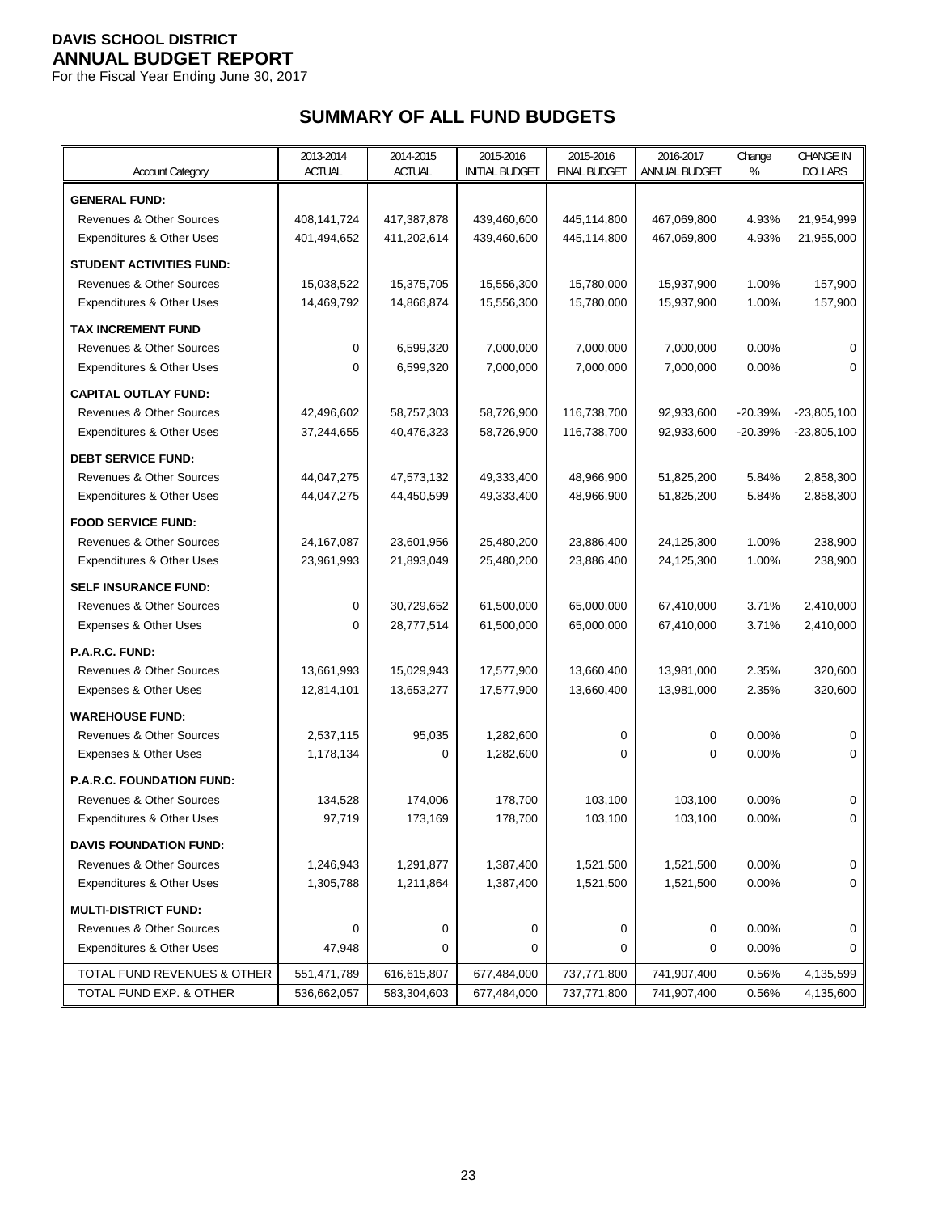**DAVIS SCHOOL DISTRICT**
**ANNUAL BUDGET REPORT**
For the Fiscal Year Ending June 30, 2017

## SUMMARY OF ALL FUND BUDGETS

| Account Category | 2013-2014 ACTUAL | 2014-2015 ACTUAL | 2015-2016 INITIAL BUDGET | 2015-2016 FINAL BUDGET | 2016-2017 ANNUAL BUDGET | Change % | CHANGE IN DOLLARS |
|---|---|---|---|---|---|---|---|
| **GENERAL FUND:** | | | | | | | |
| Revenues & Other Sources | 408,141,724 | 417,387,878 | 439,460,600 | 445,114,800 | 467,069,800 | 4.93% | 21,954,999 |
| Expenditures & Other Uses | 401,494,652 | 411,202,614 | 439,460,600 | 445,114,800 | 467,069,800 | 4.93% | 21,955,000 |
| **STUDENT ACTIVITIES FUND:** | | | | | | | |
| Revenues & Other Sources | 15,038,522 | 15,375,705 | 15,556,300 | 15,780,000 | 15,937,900 | 1.00% | 157,900 |
| Expenditures & Other Uses | 14,469,792 | 14,866,874 | 15,556,300 | 15,780,000 | 15,937,900 | 1.00% | 157,900 |
| **TAX INCREMENT FUND** | | | | | | | |
| Revenues & Other Sources | 0 | 6,599,320 | 7,000,000 | 7,000,000 | 7,000,000 | 0.00% | 0 |
| Expenditures & Other Uses | 0 | 6,599,320 | 7,000,000 | 7,000,000 | 7,000,000 | 0.00% | 0 |
| **CAPITAL OUTLAY FUND:** | | | | | | | |
| Revenues & Other Sources | 42,496,602 | 58,757,303 | 58,726,900 | 116,738,700 | 92,933,600 | -20.39% | -23,805,100 |
| Expenditures & Other Uses | 37,244,655 | 40,476,323 | 58,726,900 | 116,738,700 | 92,933,600 | -20.39% | -23,805,100 |
| **DEBT SERVICE FUND:** | | | | | | | |
| Revenues & Other Sources | 44,047,275 | 47,573,132 | 49,333,400 | 48,966,900 | 51,825,200 | 5.84% | 2,858,300 |
| Expenditures & Other Uses | 44,047,275 | 44,450,599 | 49,333,400 | 48,966,900 | 51,825,200 | 5.84% | 2,858,300 |
| **FOOD SERVICE FUND:** | | | | | | | |
| Revenues & Other Sources | 24,167,087 | 23,601,956 | 25,480,200 | 23,886,400 | 24,125,300 | 1.00% | 238,900 |
| Expenditures & Other Uses | 23,961,993 | 21,893,049 | 25,480,200 | 23,886,400 | 24,125,300 | 1.00% | 238,900 |
| **SELF INSURANCE FUND:** | | | | | | | |
| Revenues & Other Sources | 0 | 30,729,652 | 61,500,000 | 65,000,000 | 67,410,000 | 3.71% | 2,410,000 |
| Expenses & Other Uses | 0 | 28,777,514 | 61,500,000 | 65,000,000 | 67,410,000 | 3.71% | 2,410,000 |
| **P.A.R.C. FUND:** | | | | | | | |
| Revenues & Other Sources | 13,661,993 | 15,029,943 | 17,577,900 | 13,660,400 | 13,981,000 | 2.35% | 320,600 |
| Expenses & Other Uses | 12,814,101 | 13,653,277 | 17,577,900 | 13,660,400 | 13,981,000 | 2.35% | 320,600 |
| **WAREHOUSE FUND:** | | | | | | | |
| Revenues & Other Sources | 2,537,115 | 95,035 | 1,282,600 | 0 | 0 | 0.00% | 0 |
| Expenses & Other Uses | 1,178,134 | 0 | 1,282,600 | 0 | 0 | 0.00% | 0 |
| **P.A.R.C. FOUNDATION FUND:** | | | | | | | |
| Revenues & Other Sources | 134,528 | 174,006 | 178,700 | 103,100 | 103,100 | 0.00% | 0 |
| Expenditures & Other Uses | 97,719 | 173,169 | 178,700 | 103,100 | 103,100 | 0.00% | 0 |
| **DAVIS FOUNDATION FUND:** | | | | | | | |
| Revenues & Other Sources | 1,246,943 | 1,291,877 | 1,387,400 | 1,521,500 | 1,521,500 | 0.00% | 0 |
| Expenditures & Other Uses | 1,305,788 | 1,211,864 | 1,387,400 | 1,521,500 | 1,521,500 | 0.00% | 0 |
| **MULTI-DISTRICT FUND:** | | | | | | | |
| Revenues & Other Sources | 0 | 0 | 0 | 0 | 0 | 0.00% | 0 |
| Expenditures & Other Uses | 47,948 | 0 | 0 | 0 | 0 | 0.00% | 0 |
| TOTAL FUND REVENUES & OTHER | 551,471,789 | 616,615,807 | 677,484,000 | 737,771,800 | 741,907,400 | 0.56% | 4,135,599 |
| TOTAL FUND EXP. & OTHER | 536,662,057 | 583,304,603 | 677,484,000 | 737,771,800 | 741,907,400 | 0.56% | 4,135,600 |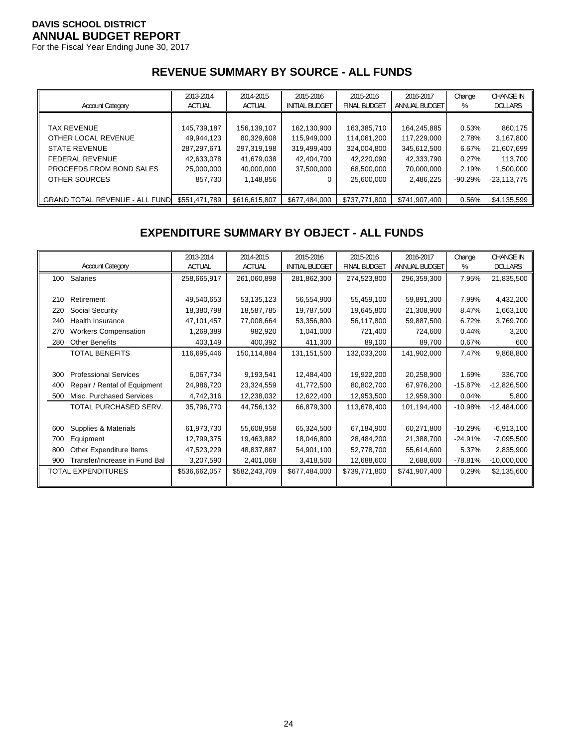**DAVIS SCHOOL DISTRICT**
**ANNUAL BUDGET REPORT**
For the Fiscal Year Ending June 30, 2017

## REVENUE SUMMARY BY SOURCE - ALL FUNDS

| Account Category | 2013-2014 ACTUAL | 2014-2015 ACTUAL | 2015-2016 INITIAL BUDGET | 2015-2016 FINAL BUDGET | 2016-2017 ANNUAL BUDGET | Change % | CHANGE IN DOLLARS |
|---|---|---|---|---|---|---|---|
| TAX REVENUE | 145,739,187 | 156,139,107 | 162,130,900 | 163,385,710 | 164,245,885 | 0.53% | 860,175 |
| OTHER LOCAL REVENUE | 49,944,123 | 80,329,608 | 115,949,000 | 114,061,200 | 117,229,000 | 2.78% | 3,167,800 |
| STATE REVENUE | 287,297,671 | 297,319,198 | 319,499,400 | 324,004,800 | 345,612,500 | 6.67% | 21,607,699 |
| FEDERAL REVENUE | 42,633,078 | 41,679,038 | 42,404,700 | 42,220,090 | 42,333,790 | 0.27% | 113,700 |
| PROCEEDS FROM BOND SALES | 25,000,000 | 40,000,000 | 37,500,000 | 68,500,000 | 70,000,000 | 2.19% | 1,500,000 |
| OTHER SOURCES | 857,730 | 1,148,856 | 0 | 25,600,000 | 2,486,225 | -90.29% | -23,113,775 |
| GRAND TOTAL REVENUE - ALL FUND | $551,471,789 | $616,615,807 | $677,484,000 | $737,771,800 | $741,907,400 | 0.56% | $4,135,599 |

## EXPENDITURE SUMMARY BY OBJECT - ALL FUNDS

| | Account Category | 2013-2014 ACTUAL | 2014-2015 ACTUAL | 2015-2016 INITIAL BUDGET | 2015-2016 FINAL BUDGET | 2016-2017 ANNUAL BUDGET | Change % | CHANGE IN DOLLARS |
|---|---|---|---|---|---|---|---|---|
| 100 | Salaries | 258,665,917 | 261,060,898 | 281,862,300 | 274,523,800 | 296,359,300 | 7.95% | 21,835,500 |
| 210 | Retirement | 49,540,653 | 53,135,123 | 56,554,900 | 55,459,100 | 59,891,300 | 7.99% | 4,432,200 |
| 220 | Social Security | 18,380,798 | 18,587,785 | 19,787,500 | 19,645,800 | 21,308,900 | 8.47% | 1,663,100 |
| 240 | Health Insurance | 47,101,457 | 77,008,664 | 53,356,800 | 56,117,800 | 59,887,500 | 6.72% | 3,769,700 |
| 270 | Workers Compensation | 1,269,389 | 982,920 | 1,041,000 | 721,400 | 724,600 | 0.44% | 3,200 |
| 280 | Other Benefits | 403,149 | 400,392 | 411,300 | 89,100 | 89,700 | 0.67% | 600 |
| | TOTAL BENEFITS | 116,695,446 | 150,114,884 | 131,151,500 | 132,033,200 | 141,902,000 | 7.47% | 9,868,800 |
| 300 | Professional Services | 6,067,734 | 9,193,541 | 12,484,400 | 19,922,200 | 20,258,900 | 1.69% | 336,700 |
| 400 | Repair / Rental of Equipment | 24,986,720 | 23,324,559 | 41,772,500 | 80,802,700 | 67,976,200 | -15.87% | -12,826,500 |
| 500 | Misc. Purchased Services | 4,742,316 | 12,238,032 | 12,622,400 | 12,953,500 | 12,959,300 | 0.04% | 5,800 |
| | TOTAL PURCHASED SERV. | 35,796,770 | 44,756,132 | 66,879,300 | 113,678,400 | 101,194,400 | -10.98% | -12,484,000 |
| 600 | Supplies & Materials | 61,973,730 | 55,608,958 | 65,324,500 | 67,184,900 | 60,271,800 | -10.29% | -6,913,100 |
| 700 | Equipment | 12,799,375 | 19,463,882 | 18,046,800 | 28,484,200 | 21,388,700 | -24.91% | -7,095,500 |
| 800 | Other Expenditure Items | 47,523,229 | 48,837,887 | 54,901,100 | 52,778,700 | 55,614,600 | 5.37% | 2,835,900 |
| 900 | Transfer/Increase in Fund Bal | 3,207,590 | 2,401,068 | 3,418,500 | 12,688,600 | 2,688,600 | -78.81% | -10,000,000 |
| TOTAL EXPENDITURES | | $536,662,057 | $582,243,709 | $677,484,000 | $739,771,800 | $741,907,400 | 0.29% | $2,135,600 |